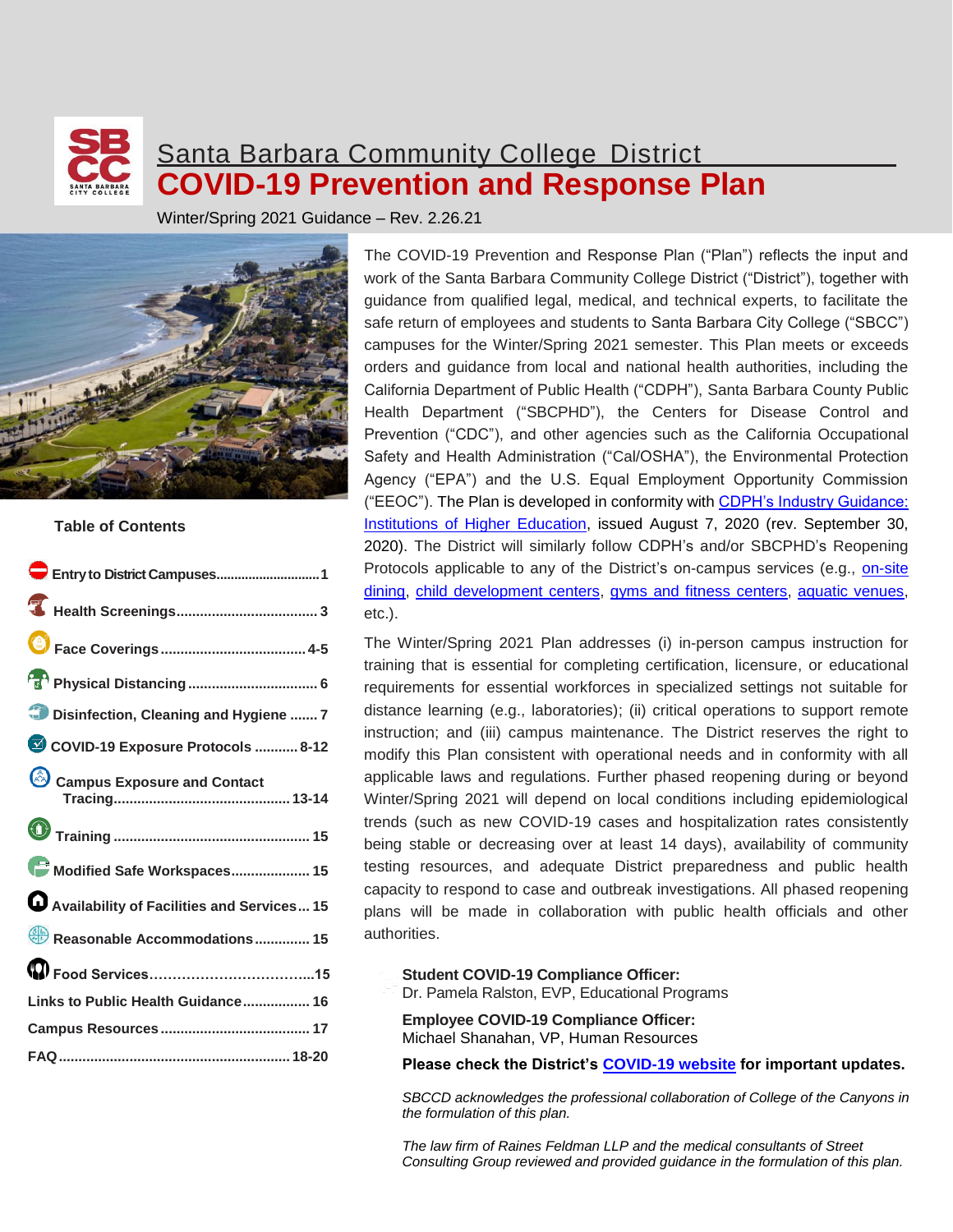# Santa Barbara Community College District

# COVID-19 Prevention and Response Plan

Winter/Spring 2021 Guidance – Rev. 2.26.21

## Table of Contents

- **Entry to District Campuses** .......... 1
- **Health Screenings** .......... 3
- **Face Coverings** .......... 4-5
- **Physical Distancing** .......... 6
- **Disinfection, Cleaning and Hygiene** .......... 7
- **COVID-19 Exposure Protocols** .......... 8-12
- **Campus Exposure and Contact Tracing** .......... 13-14
- **Training** .......... 15
- **Modified Safe Workspaces** .......... 15
- **Availability of Facilities and Services** .......... 15
- **Reasonable Accommodations** .......... 15
- **Food Services** .......... 15
- **Links to Public Health Guidance** .......... 16
- **Campus Resources** .......... 17
- **FAQ** .......... 18-20

The COVID-19 Prevention and Response Plan ("Plan") reflects the input and work of the Santa Barbara Community College District ("District"), together with guidance from qualified legal, medical, and technical experts, to facilitate the safe return of employees and students to Santa Barbara City College ("SBCC") campuses for the Winter/Spring 2021 semester. This Plan meets or exceeds orders and guidance from local and national health authorities, including the California Department of Public Health ("CDPH"), Santa Barbara County Public Health Department ("SBCPHD"), the Centers for Disease Control and Prevention ("CDC"), and other agencies such as the California Occupational Safety and Health Administration ("Cal/OSHA"), the Environmental Protection Agency ("EPA") and the U.S. Equal Employment Opportunity Commission ("EEOC"). The Plan is developed in conformity with CDPH's Industry Guidance: Institutions of Higher Education, issued August 7, 2020 (rev. September 30, 2020). The District will similarly follow CDPH's and/or SBCPHD's Reopening Protocols applicable to any of the District's on-campus services (e.g., on-site dining, child development centers, gyms and fitness centers, aquatic venues, etc.).

The Winter/Spring 2021 Plan addresses (i) in-person campus instruction for training that is essential for completing certification, licensure, or educational requirements for essential workforces in specialized settings not suitable for distance learning (e.g., laboratories); (ii) critical operations to support remote instruction; and (iii) campus maintenance. The District reserves the right to modify this Plan consistent with operational needs and in conformity with all applicable laws and regulations. Further phased reopening during or beyond Winter/Spring 2021 will depend on local conditions including epidemiological trends (such as new COVID-19 cases and hospitalization rates consistently being stable or decreasing over at least 14 days), availability of community testing resources, and adequate District preparedness and public health capacity to respond to case and outbreak investigations. All phased reopening plans will be made in collaboration with public health officials and other authorities.

**Student COVID-19 Compliance Officer:**
Dr. Pamela Ralston, EVP, Educational Programs

**Employee COVID-19 Compliance Officer:**
Michael Shanahan, VP, Human Resources

**Please check the District's COVID-19 website for important updates.**

*SBCCD acknowledges the professional collaboration of College of the Canyons in the formulation of this plan.*

*The law firm of Raines Feldman LLP and the medical consultants of Street Consulting Group reviewed and provided guidance in the formulation of this plan.*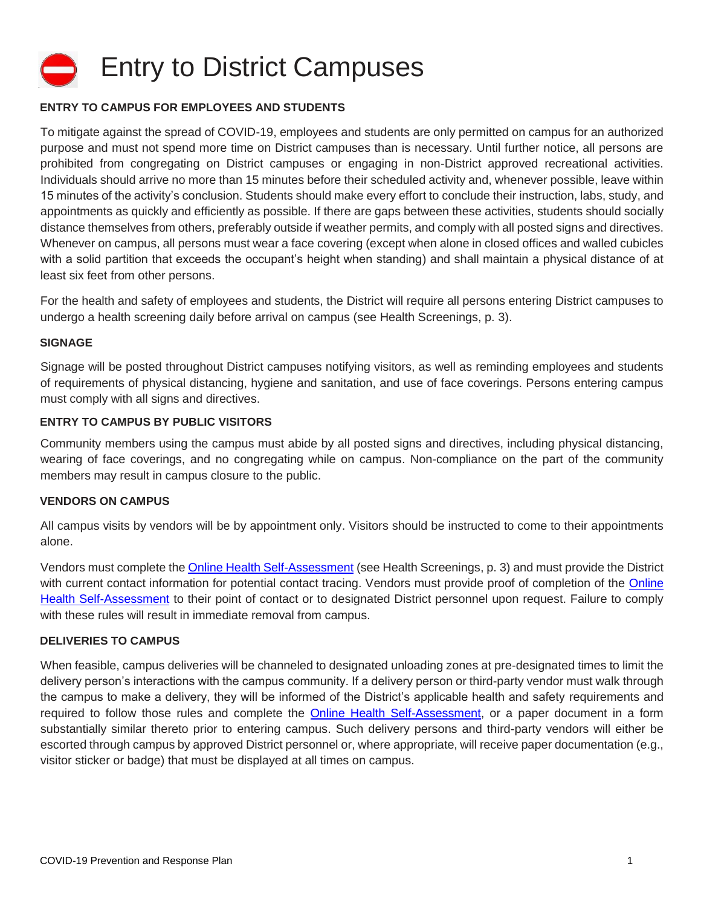# Entry to District Campuses

### ENTRY TO CAMPUS FOR EMPLOYEES AND STUDENTS

To mitigate against the spread of COVID-19, employees and students are only permitted on campus for an authorized purpose and must not spend more time on District campuses than is necessary. Until further notice, all persons are prohibited from congregating on District campuses or engaging in non-District approved recreational activities. Individuals should arrive no more than 15 minutes before their scheduled activity and, whenever possible, leave within 15 minutes of the activity's conclusion. Students should make every effort to conclude their instruction, labs, study, and appointments as quickly and efficiently as possible. If there are gaps between these activities, students should socially distance themselves from others, preferably outside if weather permits, and comply with all posted signs and directives. Whenever on campus, all persons must wear a face covering (except when alone in closed offices and walled cubicles with a solid partition that exceeds the occupant's height when standing) and shall maintain a physical distance of at least six feet from other persons.

For the health and safety of employees and students, the District will require all persons entering District campuses to undergo a health screening daily before arrival on campus (see Health Screenings, p. 3).

### SIGNAGE

Signage will be posted throughout District campuses notifying visitors, as well as reminding employees and students of requirements of physical distancing, hygiene and sanitation, and use of face coverings. Persons entering campus must comply with all signs and directives.

### ENTRY TO CAMPUS BY PUBLIC VISITORS

Community members using the campus must abide by all posted signs and directives, including physical distancing, wearing of face coverings, and no congregating while on campus. Non-compliance on the part of the community members may result in campus closure to the public.

### VENDORS ON CAMPUS

All campus visits by vendors will be by appointment only. Visitors should be instructed to come to their appointments alone.

Vendors must complete the Online Health Self-Assessment (see Health Screenings, p. 3) and must provide the District with current contact information for potential contact tracing. Vendors must provide proof of completion of the Online Health Self-Assessment to their point of contact or to designated District personnel upon request. Failure to comply with these rules will result in immediate removal from campus.

### DELIVERIES TO CAMPUS

When feasible, campus deliveries will be channeled to designated unloading zones at pre-designated times to limit the delivery person's interactions with the campus community. If a delivery person or third-party vendor must walk through the campus to make a delivery, they will be informed of the District's applicable health and safety requirements and required to follow those rules and complete the Online Health Self-Assessment, or a paper document in a form substantially similar thereto prior to entering campus. Such delivery persons and third-party vendors will either be escorted through campus by approved District personnel or, where appropriate, will receive paper documentation (e.g., visitor sticker or badge) that must be displayed at all times on campus.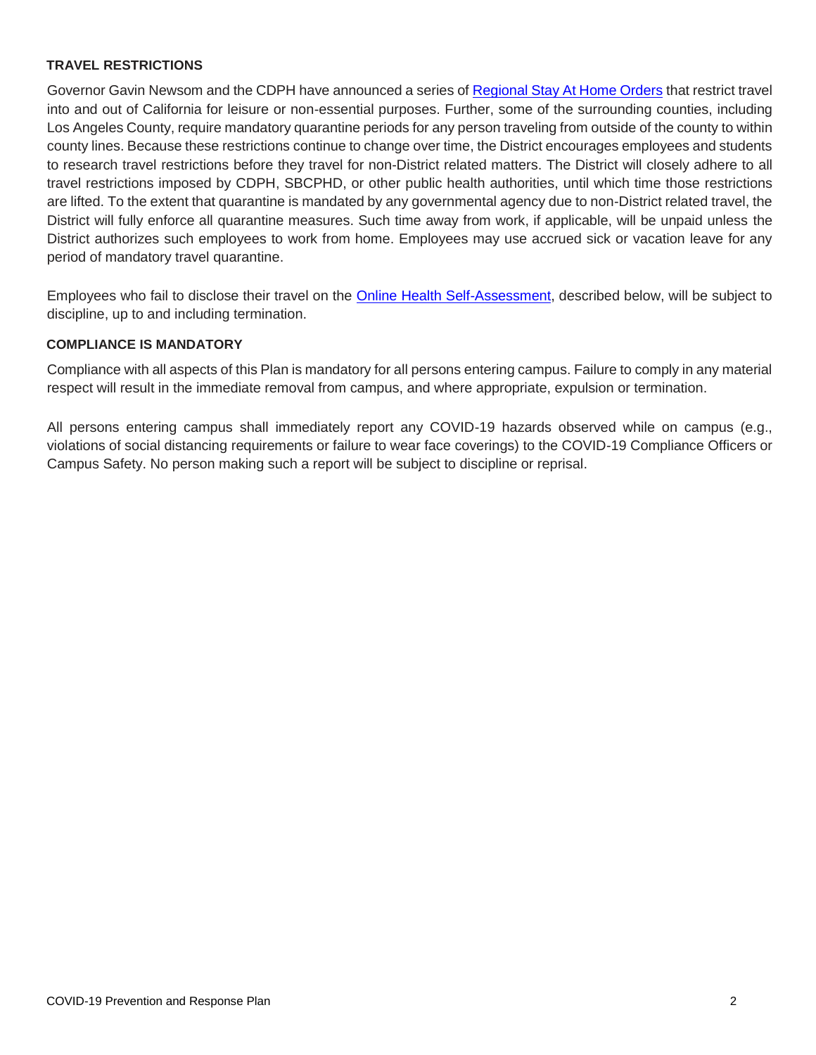### TRAVEL RESTRICTIONS

Governor Gavin Newsom and the CDPH have announced a series of [Regional Stay At Home Orders] that restrict travel into and out of California for leisure or non-essential purposes. Further, some of the surrounding counties, including Los Angeles County, require mandatory quarantine periods for any person traveling from outside of the county to within county lines. Because these restrictions continue to change over time, the District encourages employees and students to research travel restrictions before they travel for non-District related matters. The District will closely adhere to all travel restrictions imposed by CDPH, SBCPHD, or other public health authorities, until which time those restrictions are lifted. To the extent that quarantine is mandated by any governmental agency due to non-District related travel, the District will fully enforce all quarantine measures. Such time away from work, if applicable, will be unpaid unless the District authorizes such employees to work from home. Employees may use accrued sick or vacation leave for any period of mandatory travel quarantine.

Employees who fail to disclose their travel on the [Online Health Self-Assessment], described below, will be subject to discipline, up to and including termination.

### COMPLIANCE IS MANDATORY

Compliance with all aspects of this Plan is mandatory for all persons entering campus. Failure to comply in any material respect will result in the immediate removal from campus, and where appropriate, expulsion or termination.

All persons entering campus shall immediately report any COVID-19 hazards observed while on campus (e.g., violations of social distancing requirements or failure to wear face coverings) to the COVID-19 Compliance Officers or Campus Safety. No person making such a report will be subject to discipline or reprisal.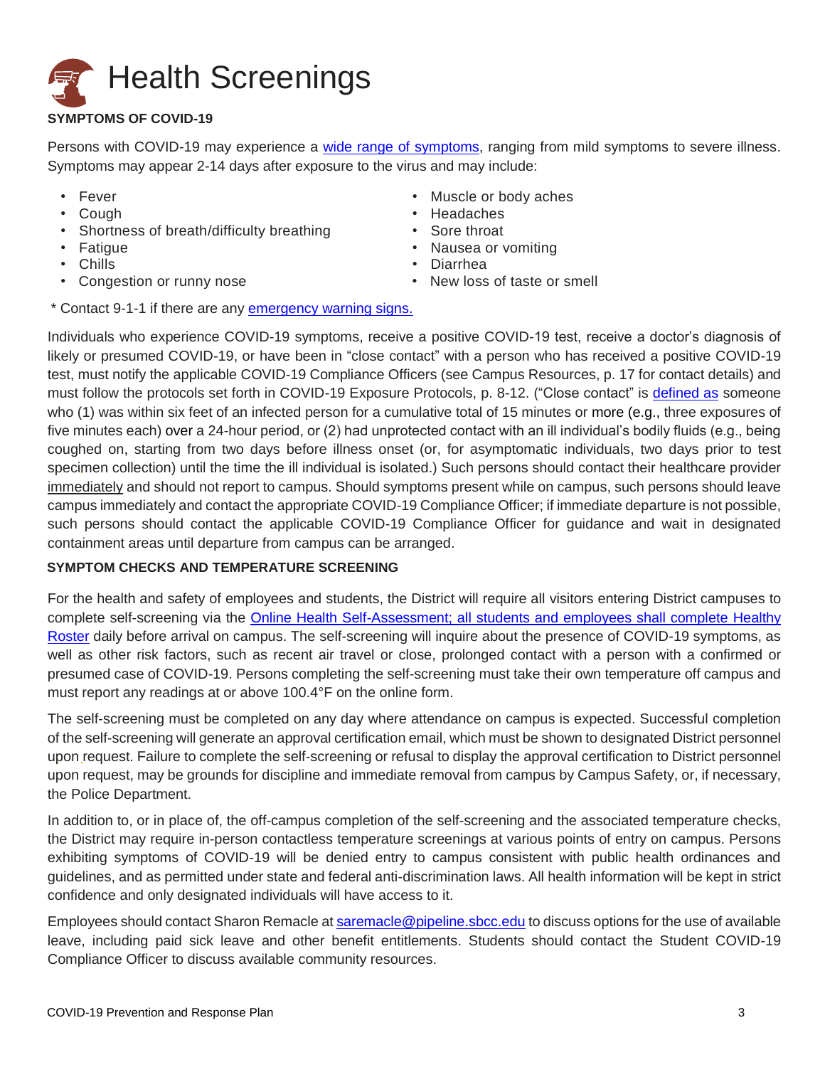# Health Screenings

**SYMPTOMS OF COVID-19**

Persons with COVID-19 may experience a wide range of symptoms, ranging from mild symptoms to severe illness. Symptoms may appear 2-14 days after exposure to the virus and may include:

- Fever
- Cough
- Shortness of breath/difficulty breathing
- Fatigue
- Chills
- Congestion or runny nose
- Muscle or body aches
- Headaches
- Sore throat
- Nausea or vomiting
- Diarrhea
- New loss of taste or smell

* Contact 9-1-1 if there are any emergency warning signs.

Individuals who experience COVID-19 symptoms, receive a positive COVID-19 test, receive a doctor's diagnosis of likely or presumed COVID-19, or have been in "close contact" with a person who has received a positive COVID-19 test, must notify the applicable COVID-19 Compliance Officers (see Campus Resources, p. 17 for contact details) and must follow the protocols set forth in COVID-19 Exposure Protocols, p. 8-12. ("Close contact" is defined as someone who (1) was within six feet of an infected person for a cumulative total of 15 minutes or more (e.g., three exposures of five minutes each) over a 24-hour period, or (2) had unprotected contact with an ill individual's bodily fluids (e.g., being coughed on, starting from two days before illness onset (or, for asymptomatic individuals, two days prior to test specimen collection) until the time the ill individual is isolated.) Such persons should contact their healthcare provider immediately and should not report to campus. Should symptoms present while on campus, such persons should leave campus immediately and contact the appropriate COVID-19 Compliance Officer; if immediate departure is not possible, such persons should contact the applicable COVID-19 Compliance Officer for guidance and wait in designated containment areas until departure from campus can be arranged.

**SYMPTOM CHECKS AND TEMPERATURE SCREENING**

For the health and safety of employees and students, the District will require all visitors entering District campuses to complete self-screening via the Online Health Self-Assessment; all students and employees shall complete Healthy Roster daily before arrival on campus. The self-screening will inquire about the presence of COVID-19 symptoms, as well as other risk factors, such as recent air travel or close, prolonged contact with a person with a confirmed or presumed case of COVID-19. Persons completing the self-screening must take their own temperature off campus and must report any readings at or above 100.4°F on the online form.

The self-screening must be completed on any day where attendance on campus is expected. Successful completion of the self-screening will generate an approval certification email, which must be shown to designated District personnel upon request. Failure to complete the self-screening or refusal to display the approval certification to District personnel upon request, may be grounds for discipline and immediate removal from campus by Campus Safety, or, if necessary, the Police Department.

In addition to, or in place of, the off-campus completion of the self-screening and the associated temperature checks, the District may require in-person contactless temperature screenings at various points of entry on campus. Persons exhibiting symptoms of COVID-19 will be denied entry to campus consistent with public health ordinances and guidelines, and as permitted under state and federal anti-discrimination laws. All health information will be kept in strict confidence and only designated individuals will have access to it.

Employees should contact Sharon Remacle at saremacle@pipeline.sbcc.edu to discuss options for the use of available leave, including paid sick leave and other benefit entitlements. Students should contact the Student COVID-19 Compliance Officer to discuss available community resources.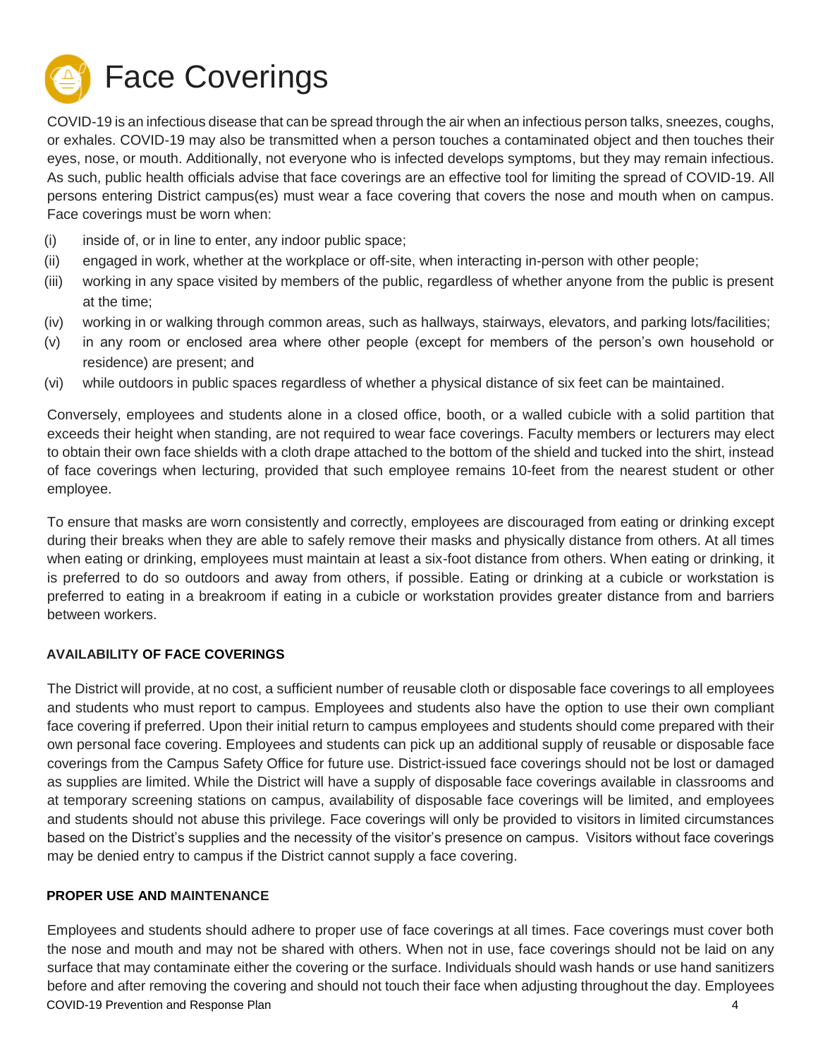# Face Coverings

COVID-19 is an infectious disease that can be spread through the air when an infectious person talks, sneezes, coughs, or exhales. COVID-19 may also be transmitted when a person touches a contaminated object and then touches their eyes, nose, or mouth. Additionally, not everyone who is infected develops symptoms, but they may remain infectious. As such, public health officials advise that face coverings are an effective tool for limiting the spread of COVID-19. All persons entering District campus(es) must wear a face covering that covers the nose and mouth when on campus. Face coverings must be worn when:

(i) inside of, or in line to enter, any indoor public space;

(ii) engaged in work, whether at the workplace or off-site, when interacting in-person with other people;

(iii) working in any space visited by members of the public, regardless of whether anyone from the public is present at the time;

(iv) working in or walking through common areas, such as hallways, stairways, elevators, and parking lots/facilities;

(v) in any room or enclosed area where other people (except for members of the person's own household or residence) are present; and

(vi) while outdoors in public spaces regardless of whether a physical distance of six feet can be maintained.

Conversely, employees and students alone in a closed office, booth, or a walled cubicle with a solid partition that exceeds their height when standing, are not required to wear face coverings. Faculty members or lecturers may elect to obtain their own face shields with a cloth drape attached to the bottom of the shield and tucked into the shirt, instead of face coverings when lecturing, provided that such employee remains 10-feet from the nearest student or other employee.

To ensure that masks are worn consistently and correctly, employees are discouraged from eating or drinking except during their breaks when they are able to safely remove their masks and physically distance from others. At all times when eating or drinking, employees must maintain at least a six-foot distance from others. When eating or drinking, it is preferred to do so outdoors and away from others, if possible. Eating or drinking at a cubicle or workstation is preferred to eating in a breakroom if eating in a cubicle or workstation provides greater distance from and barriers between workers.

**AVAILABILITY OF FACE COVERINGS**

The District will provide, at no cost, a sufficient number of reusable cloth or disposable face coverings to all employees and students who must report to campus. Employees and students also have the option to use their own compliant face covering if preferred. Upon their initial return to campus employees and students should come prepared with their own personal face covering. Employees and students can pick up an additional supply of reusable or disposable face coverings from the Campus Safety Office for future use. District-issued face coverings should not be lost or damaged as supplies are limited. While the District will have a supply of disposable face coverings available in classrooms and at temporary screening stations on campus, availability of disposable face coverings will be limited, and employees and students should not abuse this privilege. Face coverings will only be provided to visitors in limited circumstances based on the District's supplies and the necessity of the visitor's presence on campus. Visitors without face coverings may be denied entry to campus if the District cannot supply a face covering.

**PROPER USE AND MAINTENANCE**

Employees and students should adhere to proper use of face coverings at all times. Face coverings must cover both the nose and mouth and may not be shared with others. When not in use, face coverings should not be laid on any surface that may contaminate either the covering or the surface. Individuals should wash hands or use hand sanitizers before and after removing the covering and should not touch their face when adjusting throughout the day. Employees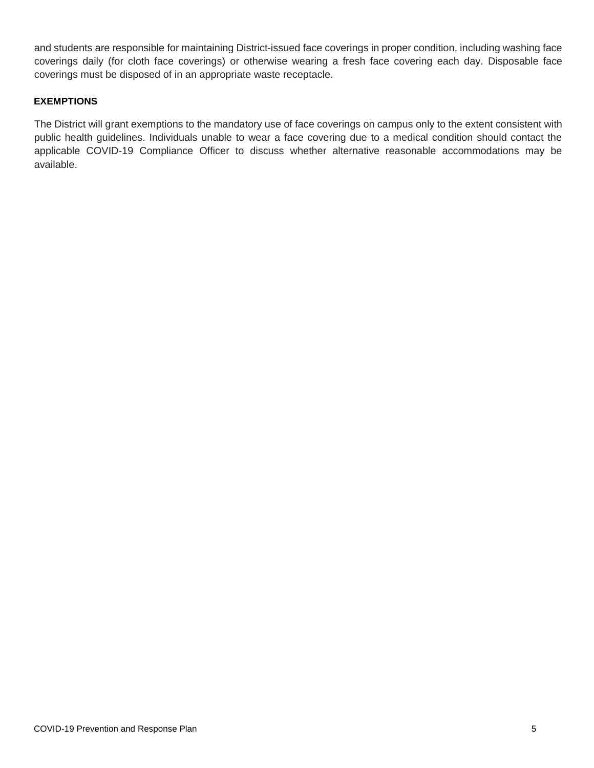and students are responsible for maintaining District-issued face coverings in proper condition, including washing face coverings daily (for cloth face coverings) or otherwise wearing a fresh face covering each day. Disposable face coverings must be disposed of in an appropriate waste receptacle.

**EXEMPTIONS**

The District will grant exemptions to the mandatory use of face coverings on campus only to the extent consistent with public health guidelines. Individuals unable to wear a face covering due to a medical condition should contact the applicable COVID-19 Compliance Officer to discuss whether alternative reasonable accommodations may be available.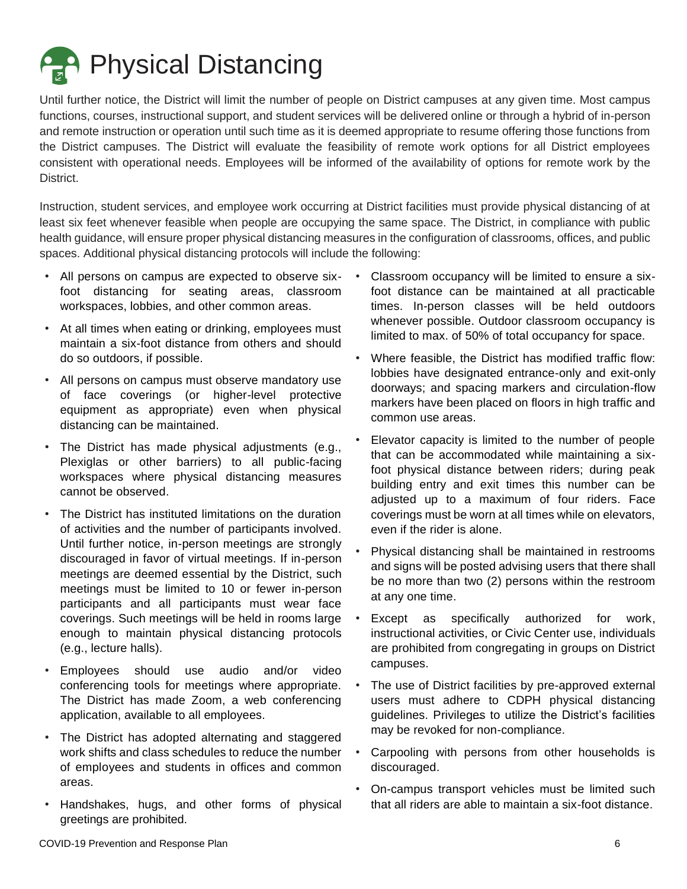# Physical Distancing

Until further notice, the District will limit the number of people on District campuses at any given time. Most campus functions, courses, instructional support, and student services will be delivered online or through a hybrid of in-person and remote instruction or operation until such time as it is deemed appropriate to resume offering those functions from the District campuses. The District will evaluate the feasibility of remote work options for all District employees consistent with operational needs. Employees will be informed of the availability of options for remote work by the District.

Instruction, student services, and employee work occurring at District facilities must provide physical distancing of at least six feet whenever feasible when people are occupying the same space. The District, in compliance with public health guidance, will ensure proper physical distancing measures in the configuration of classrooms, offices, and public spaces. Additional physical distancing protocols will include the following:

- All persons on campus are expected to observe six-foot distancing for seating areas, classroom workspaces, lobbies, and other common areas.
- At all times when eating or drinking, employees must maintain a six-foot distance from others and should do so outdoors, if possible.
- All persons on campus must observe mandatory use of face coverings (or higher-level protective equipment as appropriate) even when physical distancing can be maintained.
- The District has made physical adjustments (e.g., Plexiglas or other barriers) to all public-facing workspaces where physical distancing measures cannot be observed.
- The District has instituted limitations on the duration of activities and the number of participants involved. Until further notice, in-person meetings are strongly discouraged in favor of virtual meetings. If in-person meetings are deemed essential by the District, such meetings must be limited to 10 or fewer in-person participants and all participants must wear face coverings. Such meetings will be held in rooms large enough to maintain physical distancing protocols (e.g., lecture halls).
- Employees should use audio and/or video conferencing tools for meetings where appropriate. The District has made Zoom, a web conferencing application, available to all employees.
- The District has adopted alternating and staggered work shifts and class schedules to reduce the number of employees and students in offices and common areas.
- Handshakes, hugs, and other forms of physical greetings are prohibited.
- Classroom occupancy will be limited to ensure a six-foot distance can be maintained at all practicable times. In-person classes will be held outdoors whenever possible. Outdoor classroom occupancy is limited to max. of 50% of total occupancy for space.
- Where feasible, the District has modified traffic flow: lobbies have designated entrance-only and exit-only doorways; and spacing markers and circulation-flow markers have been placed on floors in high traffic and common use areas.
- Elevator capacity is limited to the number of people that can be accommodated while maintaining a six-foot physical distance between riders; during peak building entry and exit times this number can be adjusted up to a maximum of four riders. Face coverings must be worn at all times while on elevators, even if the rider is alone.
- Physical distancing shall be maintained in restrooms and signs will be posted advising users that there shall be no more than two (2) persons within the restroom at any one time.
- Except as specifically authorized for work, instructional activities, or Civic Center use, individuals are prohibited from congregating in groups on District campuses.
- The use of District facilities by pre-approved external users must adhere to CDPH physical distancing guidelines. Privileges to utilize the District's facilities may be revoked for non-compliance.
- Carpooling with persons from other households is discouraged.
- On-campus transport vehicles must be limited such that all riders are able to maintain a six-foot distance.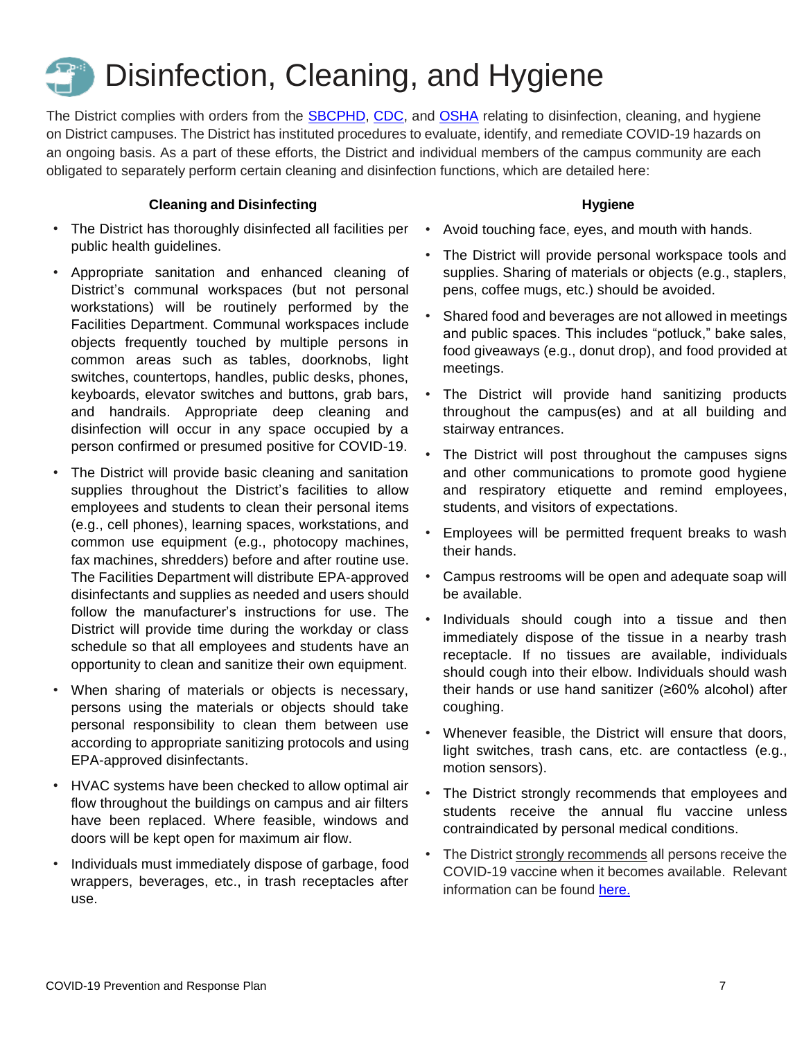# Disinfection, Cleaning, and Hygiene

The District complies with orders from the SBCPHD, CDC, and OSHA relating to disinfection, cleaning, and hygiene on District campuses. The District has instituted procedures to evaluate, identify, and remediate COVID-19 hazards on an ongoing basis. As a part of these efforts, the District and individual members of the campus community are each obligated to separately perform certain cleaning and disinfection functions, which are detailed here:

### Cleaning and Disinfecting

- The District has thoroughly disinfected all facilities per public health guidelines.
- Appropriate sanitation and enhanced cleaning of District's communal workspaces (but not personal workstations) will be routinely performed by the Facilities Department. Communal workspaces include objects frequently touched by multiple persons in common areas such as tables, doorknobs, light switches, countertops, handles, public desks, phones, keyboards, elevator switches and buttons, grab bars, and handrails. Appropriate deep cleaning and disinfection will occur in any space occupied by a person confirmed or presumed positive for COVID-19.
- The District will provide basic cleaning and sanitation supplies throughout the District's facilities to allow employees and students to clean their personal items (e.g., cell phones), learning spaces, workstations, and common use equipment (e.g., photocopy machines, fax machines, shredders) before and after routine use. The Facilities Department will distribute EPA-approved disinfectants and supplies as needed and users should follow the manufacturer's instructions for use. The District will provide time during the workday or class schedule so that all employees and students have an opportunity to clean and sanitize their own equipment.
- When sharing of materials or objects is necessary, persons using the materials or objects should take personal responsibility to clean them between use according to appropriate sanitizing protocols and using EPA-approved disinfectants.
- HVAC systems have been checked to allow optimal air flow throughout the buildings on campus and air filters have been replaced. Where feasible, windows and doors will be kept open for maximum air flow.
- Individuals must immediately dispose of garbage, food wrappers, beverages, etc., in trash receptacles after use.

### Hygiene

- Avoid touching face, eyes, and mouth with hands.
- The District will provide personal workspace tools and supplies. Sharing of materials or objects (e.g., staplers, pens, coffee mugs, etc.) should be avoided.
- Shared food and beverages are not allowed in meetings and public spaces. This includes "potluck," bake sales, food giveaways (e.g., donut drop), and food provided at meetings.
- The District will provide hand sanitizing products throughout the campus(es) and at all building and stairway entrances.
- The District will post throughout the campuses signs and other communications to promote good hygiene and respiratory etiquette and remind employees, students, and visitors of expectations.
- Employees will be permitted frequent breaks to wash their hands.
- Campus restrooms will be open and adequate soap will be available.
- Individuals should cough into a tissue and then immediately dispose of the tissue in a nearby trash receptacle. If no tissues are available, individuals should cough into their elbow. Individuals should wash their hands or use hand sanitizer (≥60% alcohol) after coughing.
- Whenever feasible, the District will ensure that doors, light switches, trash cans, etc. are contactless (e.g., motion sensors).
- The District strongly recommends that employees and students receive the annual flu vaccine unless contraindicated by personal medical conditions.
- The District strongly recommends all persons receive the COVID-19 vaccine when it becomes available. Relevant information can be found here.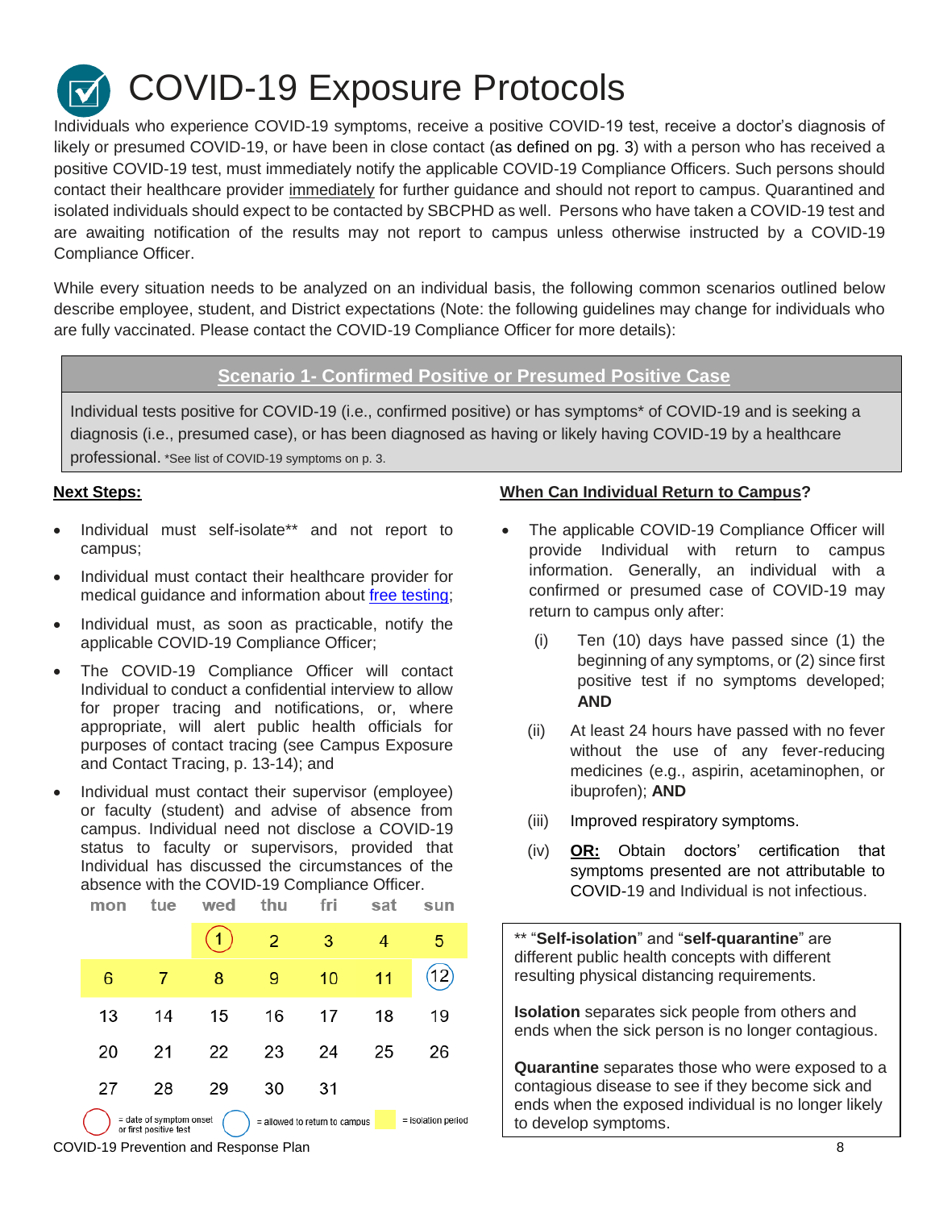# COVID-19 Exposure Protocols

Individuals who experience COVID-19 symptoms, receive a positive COVID-19 test, receive a doctor's diagnosis of likely or presumed COVID-19, or have been in close contact (as defined on pg. 3) with a person who has received a positive COVID-19 test, must immediately notify the applicable COVID-19 Compliance Officers. Such persons should contact their healthcare provider immediately for further guidance and should not report to campus. Quarantined and isolated individuals should expect to be contacted by SBCPHD as well. Persons who have taken a COVID-19 test and are awaiting notification of the results may not report to campus unless otherwise instructed by a COVID-19 Compliance Officer.

While every situation needs to be analyzed on an individual basis, the following common scenarios outlined below describe employee, student, and District expectations (Note: the following guidelines may change for individuals who are fully vaccinated. Please contact the COVID-19 Compliance Officer for more details):

## Scenario 1- Confirmed Positive or Presumed Positive Case

Individual tests positive for COVID-19 (i.e., confirmed positive) or has symptoms* of COVID-19 and is seeking a diagnosis (i.e., presumed case), or has been diagnosed as having or likely having COVID-19 by a healthcare professional. *See list of COVID-19 symptoms on p. 3.

### Next Steps:

- Individual must self-isolate** and not report to campus;
- Individual must contact their healthcare provider for medical guidance and information about free testing;
- Individual must, as soon as practicable, notify the applicable COVID-19 Compliance Officer;
- The COVID-19 Compliance Officer will contact Individual to conduct a confidential interview to allow for proper tracing and notifications, or, where appropriate, will alert public health officials for purposes of contact tracing (see Campus Exposure and Contact Tracing, p. 13-14); and
- Individual must contact their supervisor (employee) or faculty (student) and advise of absence from campus. Individual need not disclose a COVID-19 status to faculty or supervisors, provided that Individual has discussed the circumstances of the absence with the COVID-19 Compliance Officer.

| mon | tue | wed | thu | fri | sat | sun |
|---|---|---|---|---|---|---|
| | | (1) | 2 | 3 | 4 | 5 |
| 6 | 7 | 8 | 9 | 10 | 11 | (12) |
| 13 | 14 | 15 | 16 | 17 | 18 | 19 |
| 20 | 21 | 22 | 23 | 24 | 25 | 26 |
| 27 | 28 | 29 | 30 | 31 | | |

Red circle = date of symptom onset or first positive test; Blue circle = allowed to return to campus; Yellow = isolation period

### When Can Individual Return to Campus?

- The applicable COVID-19 Compliance Officer will provide Individual with return to campus information. Generally, an individual with a confirmed or presumed case of COVID-19 may return to campus only after:
  - (i) Ten (10) days have passed since (1) the beginning of any symptoms, or (2) since first positive test if no symptoms developed; **AND**
  - (ii) At least 24 hours have passed with no fever without the use of any fever-reducing medicines (e.g., aspirin, acetaminophen, or ibuprofen); **AND**
  - (iii) Improved respiratory symptoms.
  - (iv) **OR:** Obtain doctors' certification that symptoms presented are not attributable to COVID-19 and Individual is not infectious.

** "**Self-isolation**" and "**self-quarantine**" are different public health concepts with different resulting physical distancing requirements.

**Isolation** separates sick people from others and ends when the sick person is no longer contagious.

**Quarantine** separates those who were exposed to a contagious disease to see if they become sick and ends when the exposed individual is no longer likely to develop symptoms.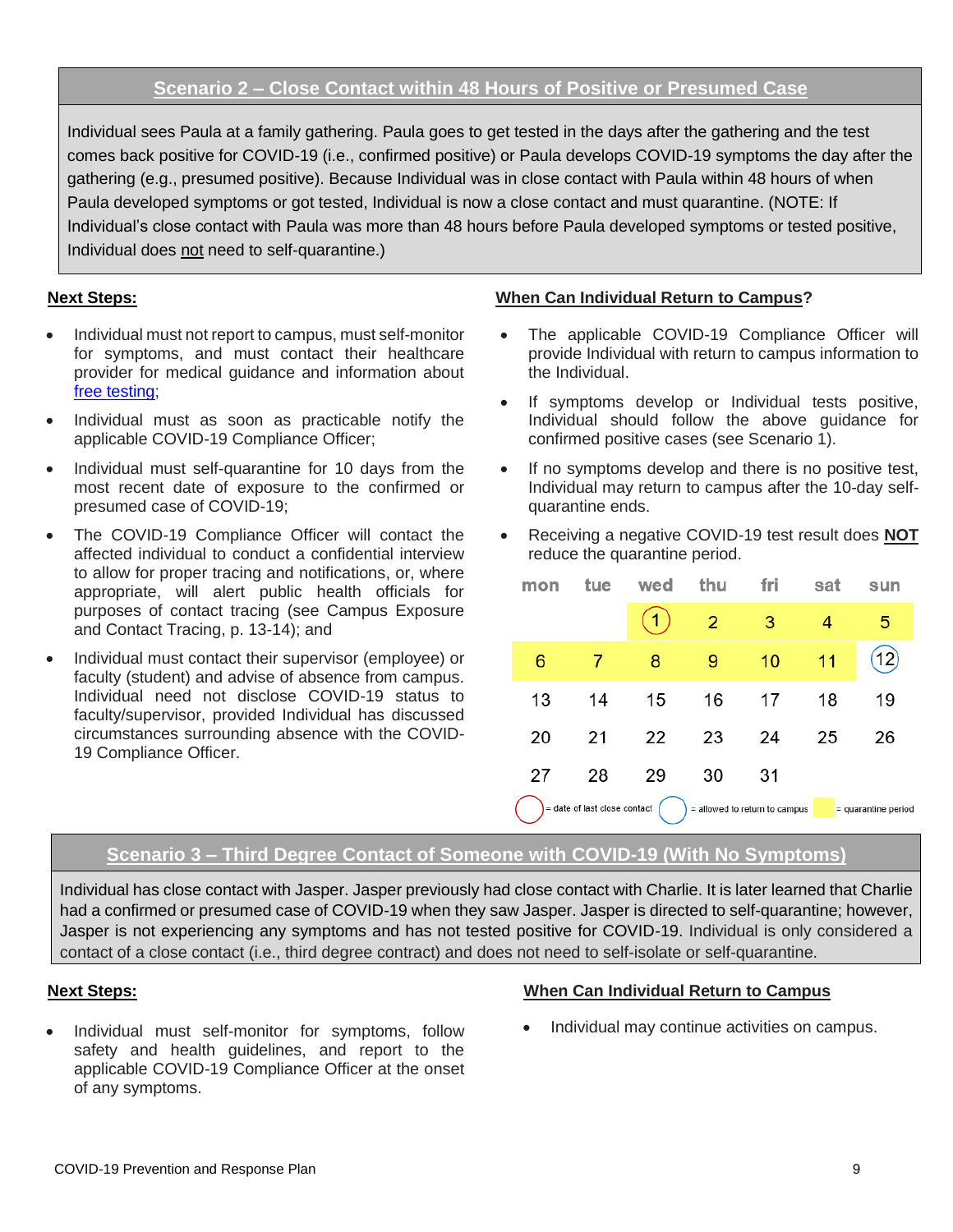## Scenario 2 – Close Contact within 48 Hours of Positive or Presumed Case

Individual sees Paula at a family gathering. Paula goes to get tested in the days after the gathering and the test comes back positive for COVID-19 (i.e., confirmed positive) or Paula develops COVID-19 symptoms the day after the gathering (e.g., presumed positive). Because Individual was in close contact with Paula within 48 hours of when Paula developed symptoms or got tested, Individual is now a close contact and must quarantine. (NOTE: If Individual's close contact with Paula was more than 48 hours before Paula developed symptoms or tested positive, Individual does not need to self-quarantine.)

**Next Steps:**

- Individual must not report to campus, must self-monitor for symptoms, and must contact their healthcare provider for medical guidance and information about free testing;
- Individual must as soon as practicable notify the applicable COVID-19 Compliance Officer;
- Individual must self-quarantine for 10 days from the most recent date of exposure to the confirmed or presumed case of COVID-19;
- The COVID-19 Compliance Officer will contact the affected individual to conduct a confidential interview to allow for proper tracing and notifications, or, where appropriate, will alert public health officials for purposes of contact tracing (see Campus Exposure and Contact Tracing, p. 13-14); and
- Individual must contact their supervisor (employee) or faculty (student) and advise of absence from campus. Individual need not disclose COVID-19 status to faculty/supervisor, provided Individual has discussed circumstances surrounding absence with the COVID-19 Compliance Officer.

**When Can Individual Return to Campus?**

- The applicable COVID-19 Compliance Officer will provide Individual with return to campus information to the Individual.
- If symptoms develop or Individual tests positive, Individual should follow the above guidance for confirmed positive cases (see Scenario 1).
- If no symptoms develop and there is no positive test, Individual may return to campus after the 10-day self-quarantine ends.
- Receiving a negative COVID-19 test result does **NOT** reduce the quarantine period.

| mon | tue | wed | thu | fri | sat | sun |
|---|---|---|---|---|---|---|
| | | (1) | 2 | 3 | 4 | 5 |
| 6 | 7 | 8 | 9 | 10 | 11 | (12) |
| 13 | 14 | 15 | 16 | 17 | 18 | 19 |
| 20 | 21 | 22 | 23 | 24 | 25 | 26 |
| 27 | 28 | 29 | 30 | 31 | | |

Red circle = date of last close contact; Blue circle = allowed to return to campus; Yellow = quarantine period

## Scenario 3 – Third Degree Contact of Someone with COVID-19 (With No Symptoms)

Individual has close contact with Jasper. Jasper previously had close contact with Charlie. It is later learned that Charlie had a confirmed or presumed case of COVID-19 when they saw Jasper. Jasper is directed to self-quarantine; however, Jasper is not experiencing any symptoms and has not tested positive for COVID-19. Individual is only considered a contact of a close contact (i.e., third degree contract) and does not need to self-isolate or self-quarantine.

**Next Steps:**

- Individual must self-monitor for symptoms, follow safety and health guidelines, and report to the applicable COVID-19 Compliance Officer at the onset of any symptoms.

**When Can Individual Return to Campus**

- Individual may continue activities on campus.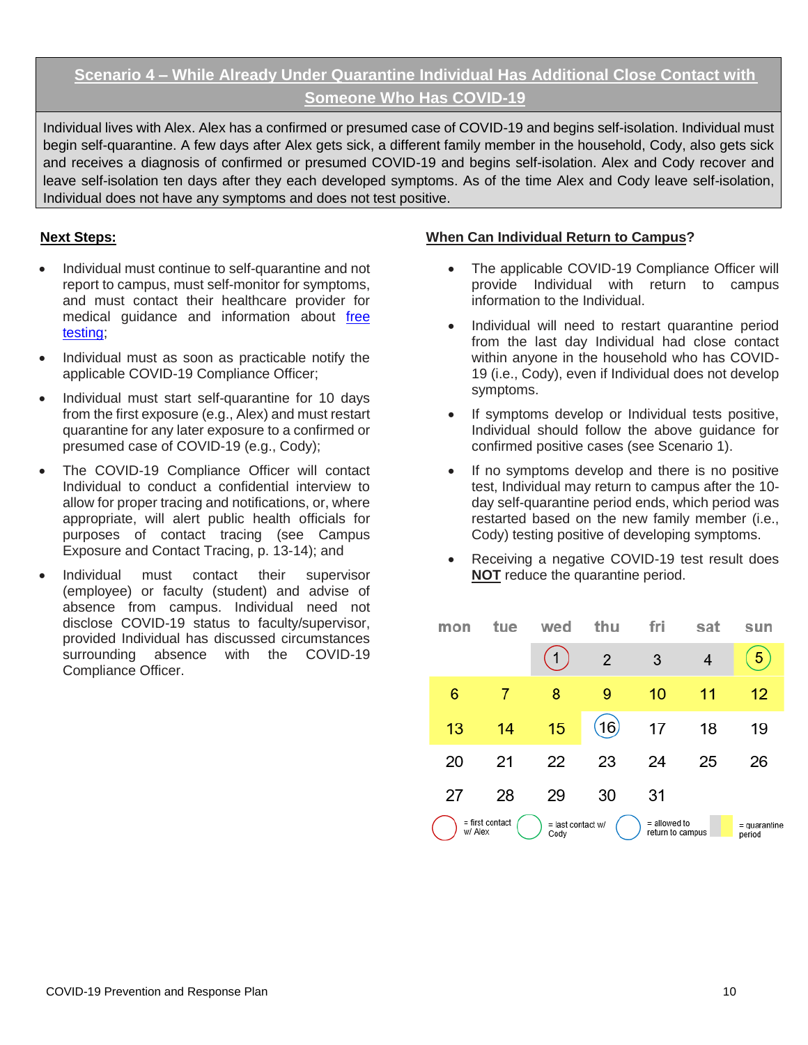## Scenario 4 – While Already Under Quarantine Individual Has Additional Close Contact with Someone Who Has COVID-19

Individual lives with Alex. Alex has a confirmed or presumed case of COVID-19 and begins self-isolation. Individual must begin self-quarantine. A few days after Alex gets sick, a different family member in the household, Cody, also gets sick and receives a diagnosis of confirmed or presumed COVID-19 and begins self-isolation. Alex and Cody recover and leave self-isolation ten days after they each developed symptoms. As of the time Alex and Cody leave self-isolation, Individual does not have any symptoms and does not test positive.

**Next Steps:**

- Individual must continue to self-quarantine and not report to campus, must self-monitor for symptoms, and must contact their healthcare provider for medical guidance and information about [free testing](#);
- Individual must as soon as practicable notify the applicable COVID-19 Compliance Officer;
- Individual must start self-quarantine for 10 days from the first exposure (e.g., Alex) and must restart quarantine for any later exposure to a confirmed or presumed case of COVID-19 (e.g., Cody);
- The COVID-19 Compliance Officer will contact Individual to conduct a confidential interview to allow for proper tracing and notifications, or, where appropriate, will alert public health officials for purposes of contact tracing (see Campus Exposure and Contact Tracing, p. 13-14); and
- Individual must contact their supervisor (employee) or faculty (student) and advise of absence from campus. Individual need not disclose COVID-19 status to faculty/supervisor, provided Individual has discussed circumstances surrounding absence with the COVID-19 Compliance Officer.

**When Can Individual Return to Campus?**

- The applicable COVID-19 Compliance Officer will provide Individual with return to campus information to the Individual.
- Individual will need to restart quarantine period from the last day Individual had close contact within anyone in the household who has COVID-19 (i.e., Cody), even if Individual does not develop symptoms.
- If symptoms develop or Individual tests positive, Individual should follow the above guidance for confirmed positive cases (see Scenario 1).
- If no symptoms develop and there is no positive test, Individual may return to campus after the 10-day self-quarantine period ends, which period was restarted based on the new family member (i.e., Cody) testing positive of developing symptoms.
- Receiving a negative COVID-19 test result does **NOT** reduce the quarantine period.

| mon | tue | wed | thu | fri | sat | sun |
|---|---|---|---|---|---|---|
| | | 1 (first contact w/ Alex) | 2 | 3 | 4 | 5 (last contact w/ Cody) |
| 6 | 7 | 8 | 9 | 10 | 11 | 12 |
| 13 | 14 | 15 | 16 (allowed to return to campus) | 17 | 18 | 19 |
| 20 | 21 | 22 | 23 | 24 | 25 | 26 |
| 27 | 28 | 29 | 30 | 31 | | |

Legend: red circle = first contact w/ Alex; green circle = last contact w/ Cody; blue circle = allowed to return to campus; shaded = quarantine period (5 through 15)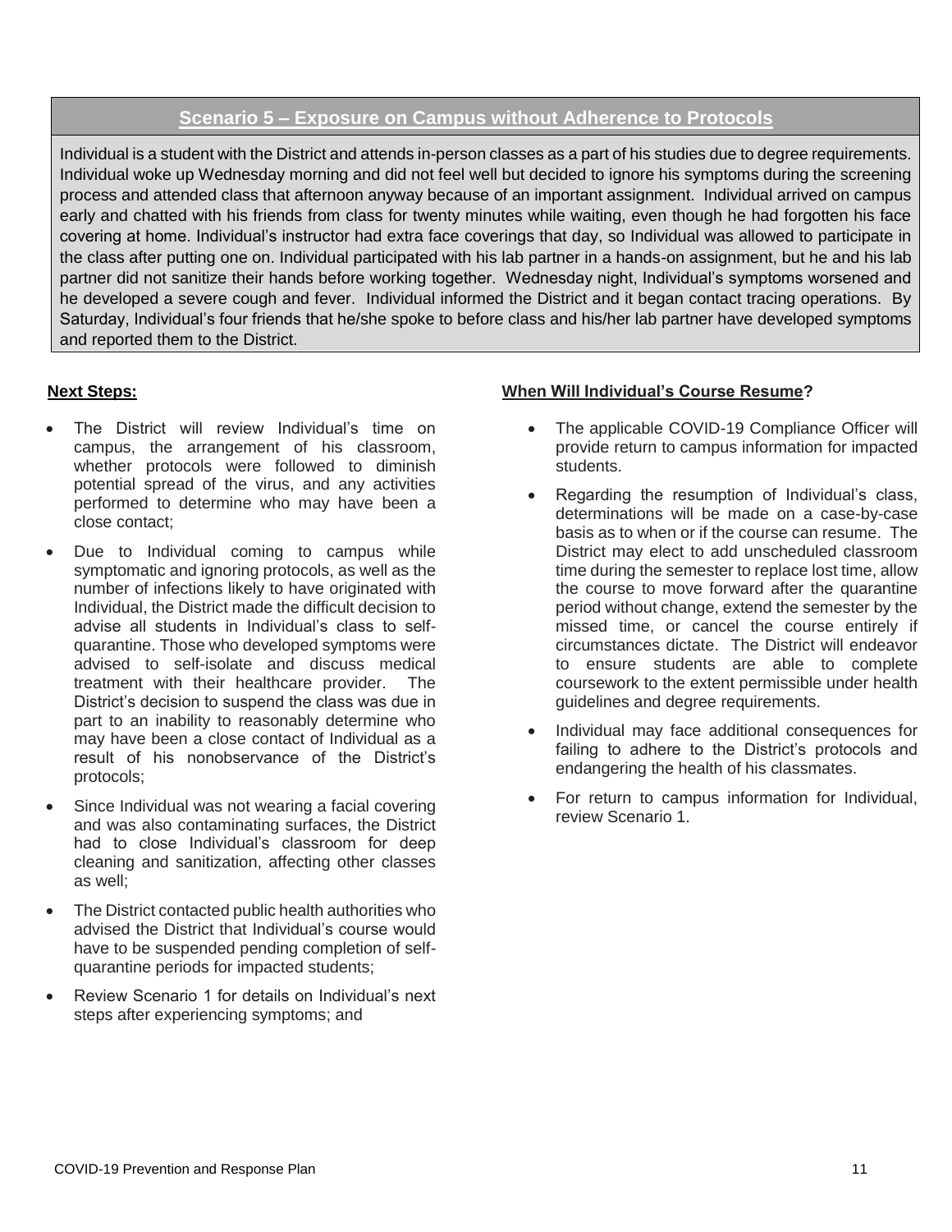## Scenario 5 – Exposure on Campus without Adherence to Protocols

Individual is a student with the District and attends in-person classes as a part of his studies due to degree requirements. Individual woke up Wednesday morning and did not feel well but decided to ignore his symptoms during the screening process and attended class that afternoon anyway because of an important assignment. Individual arrived on campus early and chatted with his friends from class for twenty minutes while waiting, even though he had forgotten his face covering at home. Individual's instructor had extra face coverings that day, so Individual was allowed to participate in the class after putting one on. Individual participated with his lab partner in a hands-on assignment, but he and his lab partner did not sanitize their hands before working together. Wednesday night, Individual's symptoms worsened and he developed a severe cough and fever. Individual informed the District and it began contact tracing operations. By Saturday, Individual's four friends that he/she spoke to before class and his/her lab partner have developed symptoms and reported them to the District.

**Next Steps:**

- The District will review Individual's time on campus, the arrangement of his classroom, whether protocols were followed to diminish potential spread of the virus, and any activities performed to determine who may have been a close contact;
- Due to Individual coming to campus while symptomatic and ignoring protocols, as well as the number of infections likely to have originated with Individual, the District made the difficult decision to advise all students in Individual's class to self-quarantine. Those who developed symptoms were advised to self-isolate and discuss medical treatment with their healthcare provider. The District's decision to suspend the class was due in part to an inability to reasonably determine who may have been a close contact of Individual as a result of his nonobservance of the District's protocols;
- Since Individual was not wearing a facial covering and was also contaminating surfaces, the District had to close Individual's classroom for deep cleaning and sanitization, affecting other classes as well;
- The District contacted public health authorities who advised the District that Individual's course would have to be suspended pending completion of self-quarantine periods for impacted students;
- Review Scenario 1 for details on Individual's next steps after experiencing symptoms; and

**When Will Individual's Course Resume?**

- The applicable COVID-19 Compliance Officer will provide return to campus information for impacted students.
- Regarding the resumption of Individual's class, determinations will be made on a case-by-case basis as to when or if the course can resume. The District may elect to add unscheduled classroom time during the semester to replace lost time, allow the course to move forward after the quarantine period without change, extend the semester by the missed time, or cancel the course entirely if circumstances dictate. The District will endeavor to ensure students are able to complete coursework to the extent permissible under health guidelines and degree requirements.
- Individual may face additional consequences for failing to adhere to the District's protocols and endangering the health of his classmates.
- For return to campus information for Individual, review Scenario 1.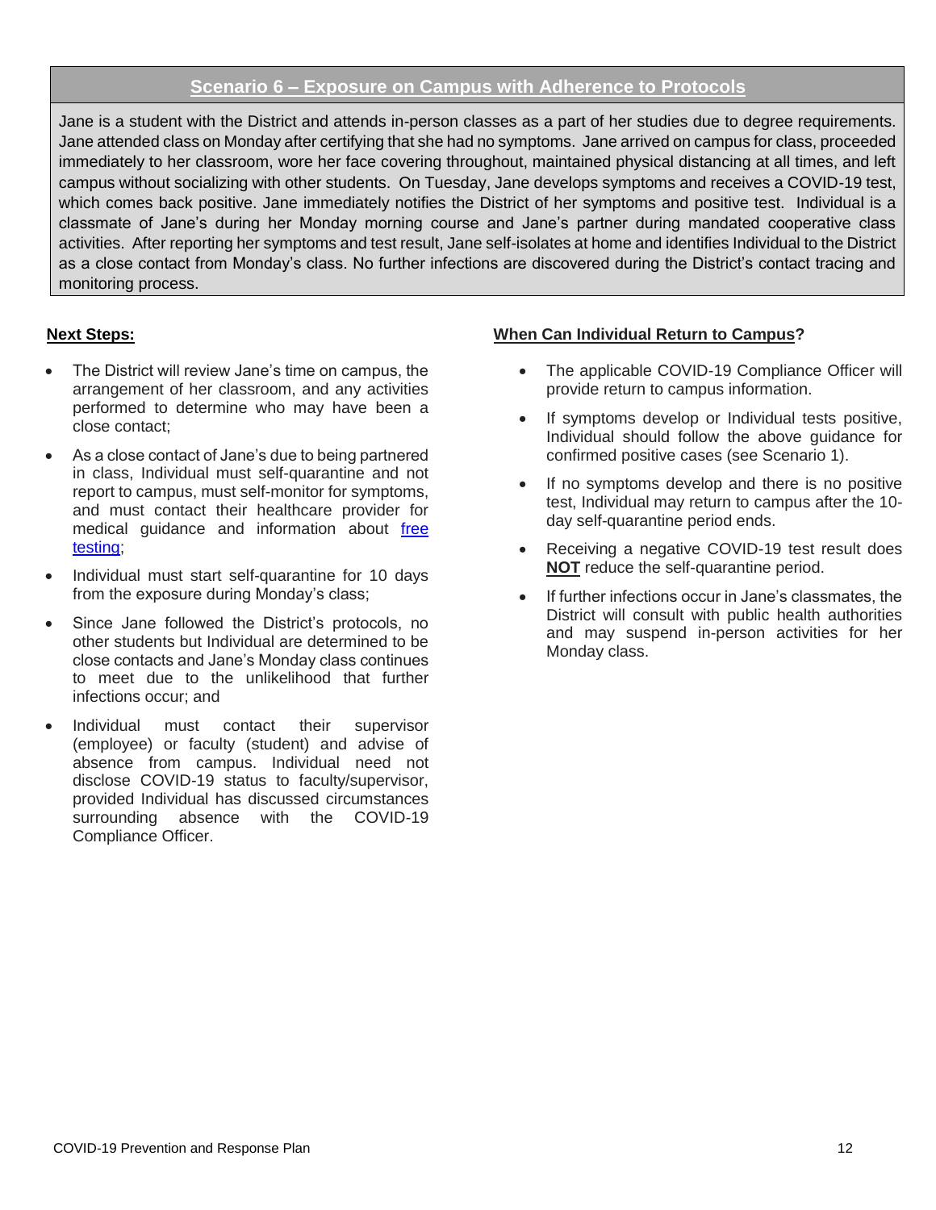## Scenario 6 – Exposure on Campus with Adherence to Protocols

Jane is a student with the District and attends in-person classes as a part of her studies due to degree requirements. Jane attended class on Monday after certifying that she had no symptoms. Jane arrived on campus for class, proceeded immediately to her classroom, wore her face covering throughout, maintained physical distancing at all times, and left campus without socializing with other students. On Tuesday, Jane develops symptoms and receives a COVID-19 test, which comes back positive. Jane immediately notifies the District of her symptoms and positive test. Individual is a classmate of Jane's during her Monday morning course and Jane's partner during mandated cooperative class activities. After reporting her symptoms and test result, Jane self-isolates at home and identifies Individual to the District as a close contact from Monday's class. No further infections are discovered during the District's contact tracing and monitoring process.

**Next Steps:**

- The District will review Jane's time on campus, the arrangement of her classroom, and any activities performed to determine who may have been a close contact;
- As a close contact of Jane's due to being partnered in class, Individual must self-quarantine and not report to campus, must self-monitor for symptoms, and must contact their healthcare provider for medical guidance and information about free testing;
- Individual must start self-quarantine for 10 days from the exposure during Monday's class;
- Since Jane followed the District's protocols, no other students but Individual are determined to be close contacts and Jane's Monday class continues to meet due to the unlikelihood that further infections occur; and
- Individual must contact their supervisor (employee) or faculty (student) and advise of absence from campus. Individual need not disclose COVID-19 status to faculty/supervisor, provided Individual has discussed circumstances surrounding absence with the COVID-19 Compliance Officer.

**When Can Individual Return to Campus?**

- The applicable COVID-19 Compliance Officer will provide return to campus information.
- If symptoms develop or Individual tests positive, Individual should follow the above guidance for confirmed positive cases (see Scenario 1).
- If no symptoms develop and there is no positive test, Individual may return to campus after the 10-day self-quarantine period ends.
- Receiving a negative COVID-19 test result does **NOT** reduce the self-quarantine period.
- If further infections occur in Jane's classmates, the District will consult with public health authorities and may suspend in-person activities for her Monday class.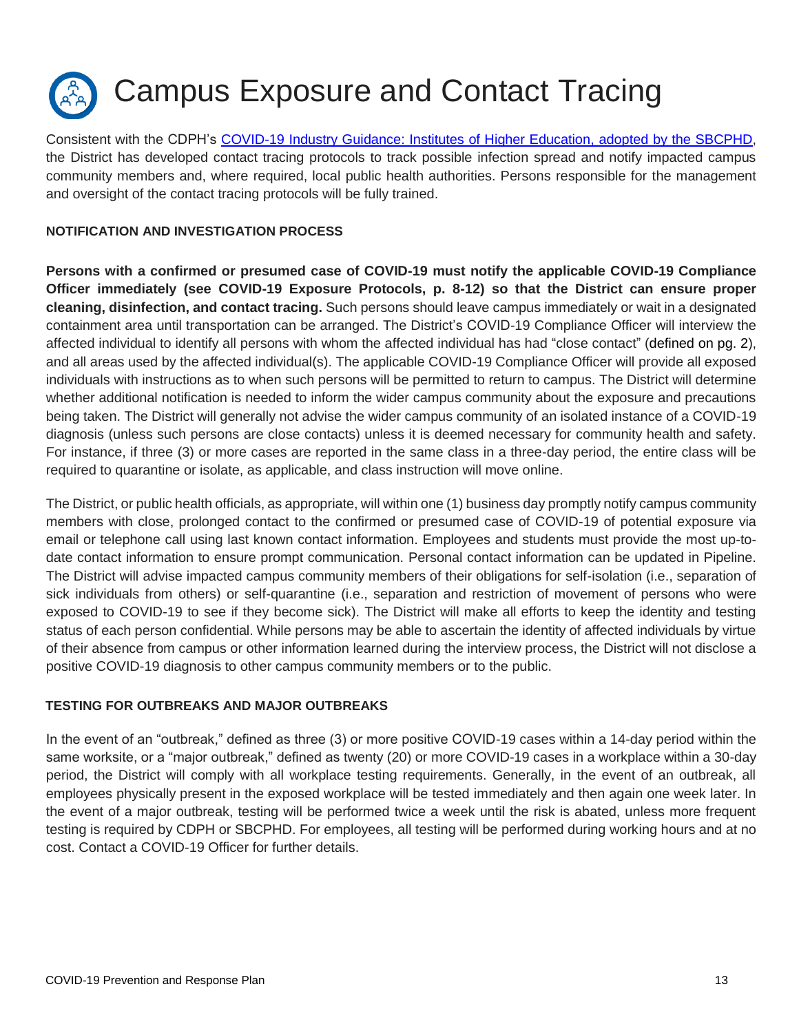# Campus Exposure and Contact Tracing

Consistent with the CDPH's [COVID-19 Industry Guidance: Institutes of Higher Education, adopted by the SBCPHD](), the District has developed contact tracing protocols to track possible infection spread and notify impacted campus community members and, where required, local public health authorities. Persons responsible for the management and oversight of the contact tracing protocols will be fully trained.

## NOTIFICATION AND INVESTIGATION PROCESS

**Persons with a confirmed or presumed case of COVID-19 must notify the applicable COVID-19 Compliance Officer immediately (see COVID-19 Exposure Protocols, p. 8-12) so that the District can ensure proper cleaning, disinfection, and contact tracing.** Such persons should leave campus immediately or wait in a designated containment area until transportation can be arranged. The District's COVID-19 Compliance Officer will interview the affected individual to identify all persons with whom the affected individual has had "close contact" (defined on pg. 2), and all areas used by the affected individual(s). The applicable COVID-19 Compliance Officer will provide all exposed individuals with instructions as to when such persons will be permitted to return to campus. The District will determine whether additional notification is needed to inform the wider campus community about the exposure and precautions being taken. The District will generally not advise the wider campus community of an isolated instance of a COVID-19 diagnosis (unless such persons are close contacts) unless it is deemed necessary for community health and safety. For instance, if three (3) or more cases are reported in the same class in a three-day period, the entire class will be required to quarantine or isolate, as applicable, and class instruction will move online.

The District, or public health officials, as appropriate, will within one (1) business day promptly notify campus community members with close, prolonged contact to the confirmed or presumed case of COVID-19 of potential exposure via email or telephone call using last known contact information. Employees and students must provide the most up-to-date contact information to ensure prompt communication. Personal contact information can be updated in Pipeline. The District will advise impacted campus community members of their obligations for self-isolation (i.e., separation of sick individuals from others) or self-quarantine (i.e., separation and restriction of movement of persons who were exposed to COVID-19 to see if they become sick). The District will make all efforts to keep the identity and testing status of each person confidential. While persons may be able to ascertain the identity of affected individuals by virtue of their absence from campus or other information learned during the interview process, the District will not disclose a positive COVID-19 diagnosis to other campus community members or to the public.

## TESTING FOR OUTBREAKS AND MAJOR OUTBREAKS

In the event of an "outbreak," defined as three (3) or more positive COVID-19 cases within a 14-day period within the same worksite, or a "major outbreak," defined as twenty (20) or more COVID-19 cases in a workplace within a 30-day period, the District will comply with all workplace testing requirements. Generally, in the event of an outbreak, all employees physically present in the exposed workplace will be tested immediately and then again one week later. In the event of a major outbreak, testing will be performed twice a week until the risk is abated, unless more frequent testing is required by CDPH or SBCPHD. For employees, all testing will be performed during working hours and at no cost. Contact a COVID-19 Officer for further details.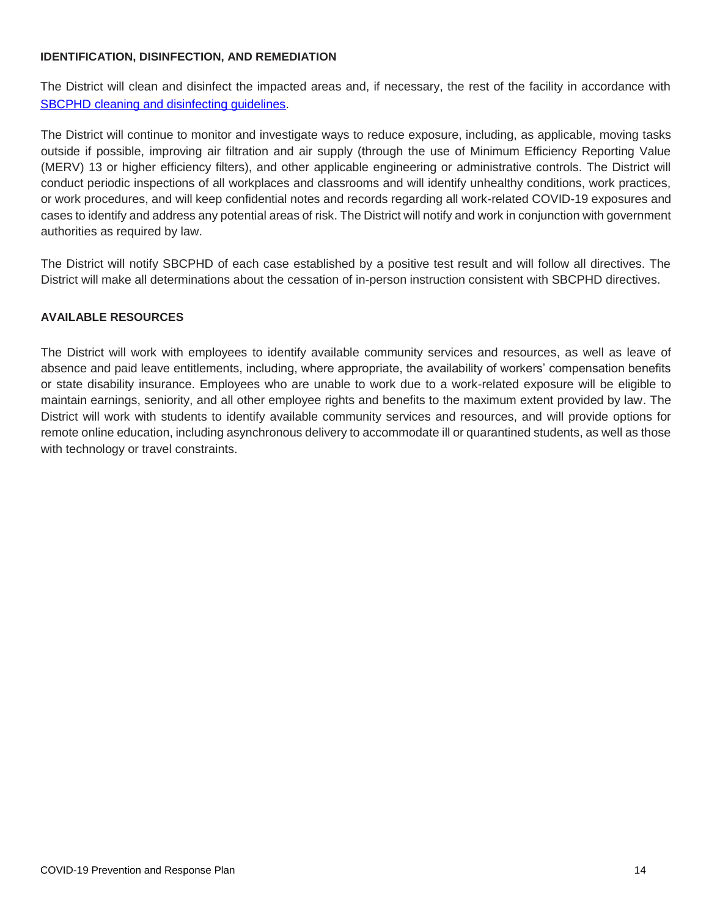**IDENTIFICATION, DISINFECTION, AND REMEDIATION**

The District will clean and disinfect the impacted areas and, if necessary, the rest of the facility in accordance with [SBCPHD cleaning and disinfecting guidelines].

The District will continue to monitor and investigate ways to reduce exposure, including, as applicable, moving tasks outside if possible, improving air filtration and air supply (through the use of Minimum Efficiency Reporting Value (MERV) 13 or higher efficiency filters), and other applicable engineering or administrative controls. The District will conduct periodic inspections of all workplaces and classrooms and will identify unhealthy conditions, work practices, or work procedures, and will keep confidential notes and records regarding all work-related COVID-19 exposures and cases to identify and address any potential areas of risk. The District will notify and work in conjunction with government authorities as required by law.

The District will notify SBCPHD of each case established by a positive test result and will follow all directives. The District will make all determinations about the cessation of in-person instruction consistent with SBCPHD directives.

**AVAILABLE RESOURCES**

The District will work with employees to identify available community services and resources, as well as leave of absence and paid leave entitlements, including, where appropriate, the availability of workers' compensation benefits or state disability insurance. Employees who are unable to work due to a work-related exposure will be eligible to maintain earnings, seniority, and all other employee rights and benefits to the maximum extent provided by law. The District will work with students to identify available community services and resources, and will provide options for remote online education, including asynchronous delivery to accommodate ill or quarantined students, as well as those with technology or travel constraints.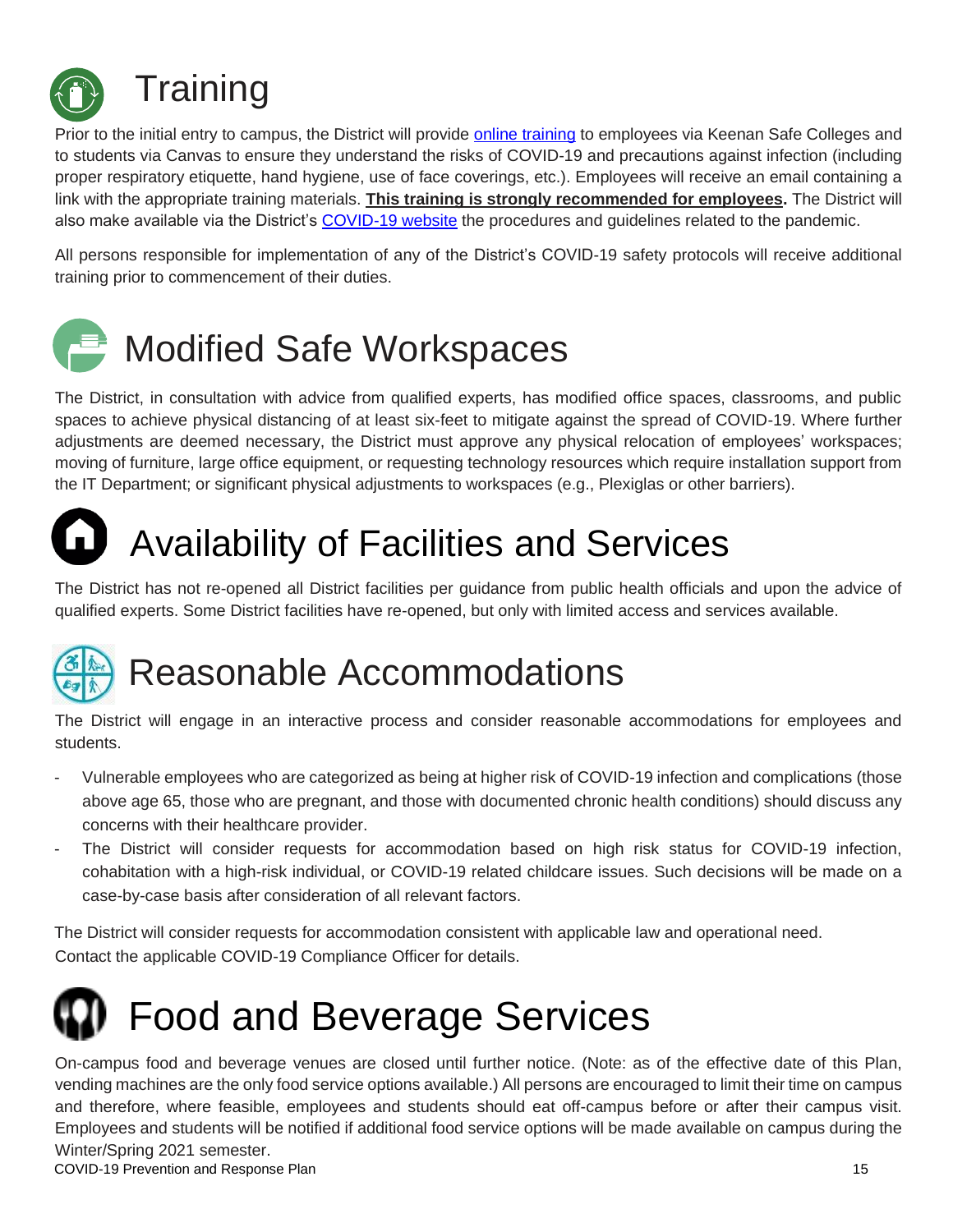# Training

Prior to the initial entry to campus, the District will provide online training to employees via Keenan Safe Colleges and to students via Canvas to ensure they understand the risks of COVID-19 and precautions against infection (including proper respiratory etiquette, hand hygiene, use of face coverings, etc.). Employees will receive an email containing a link with the appropriate training materials. **This training is strongly recommended for employees.** The District will also make available via the District's COVID-19 website the procedures and guidelines related to the pandemic.

All persons responsible for implementation of any of the District's COVID-19 safety protocols will receive additional training prior to commencement of their duties.

# Modified Safe Workspaces

The District, in consultation with advice from qualified experts, has modified office spaces, classrooms, and public spaces to achieve physical distancing of at least six-feet to mitigate against the spread of COVID-19. Where further adjustments are deemed necessary, the District must approve any physical relocation of employees' workspaces; moving of furniture, large office equipment, or requesting technology resources which require installation support from the IT Department; or significant physical adjustments to workspaces (e.g., Plexiglas or other barriers).

# Availability of Facilities and Services

The District has not re-opened all District facilities per guidance from public health officials and upon the advice of qualified experts. Some District facilities have re-opened, but only with limited access and services available.

# Reasonable Accommodations

The District will engage in an interactive process and consider reasonable accommodations for employees and students.

- Vulnerable employees who are categorized as being at higher risk of COVID-19 infection and complications (those above age 65, those who are pregnant, and those with documented chronic health conditions) should discuss any concerns with their healthcare provider.
- The District will consider requests for accommodation based on high risk status for COVID-19 infection, cohabitation with a high-risk individual, or COVID-19 related childcare issues. Such decisions will be made on a case-by-case basis after consideration of all relevant factors.

The District will consider requests for accommodation consistent with applicable law and operational need. Contact the applicable COVID-19 Compliance Officer for details.

# Food and Beverage Services

On-campus food and beverage venues are closed until further notice. (Note: as of the effective date of this Plan, vending machines are the only food service options available.) All persons are encouraged to limit their time on campus and therefore, where feasible, employees and students should eat off-campus before or after their campus visit. Employees and students will be notified if additional food service options will be made available on campus during the Winter/Spring 2021 semester.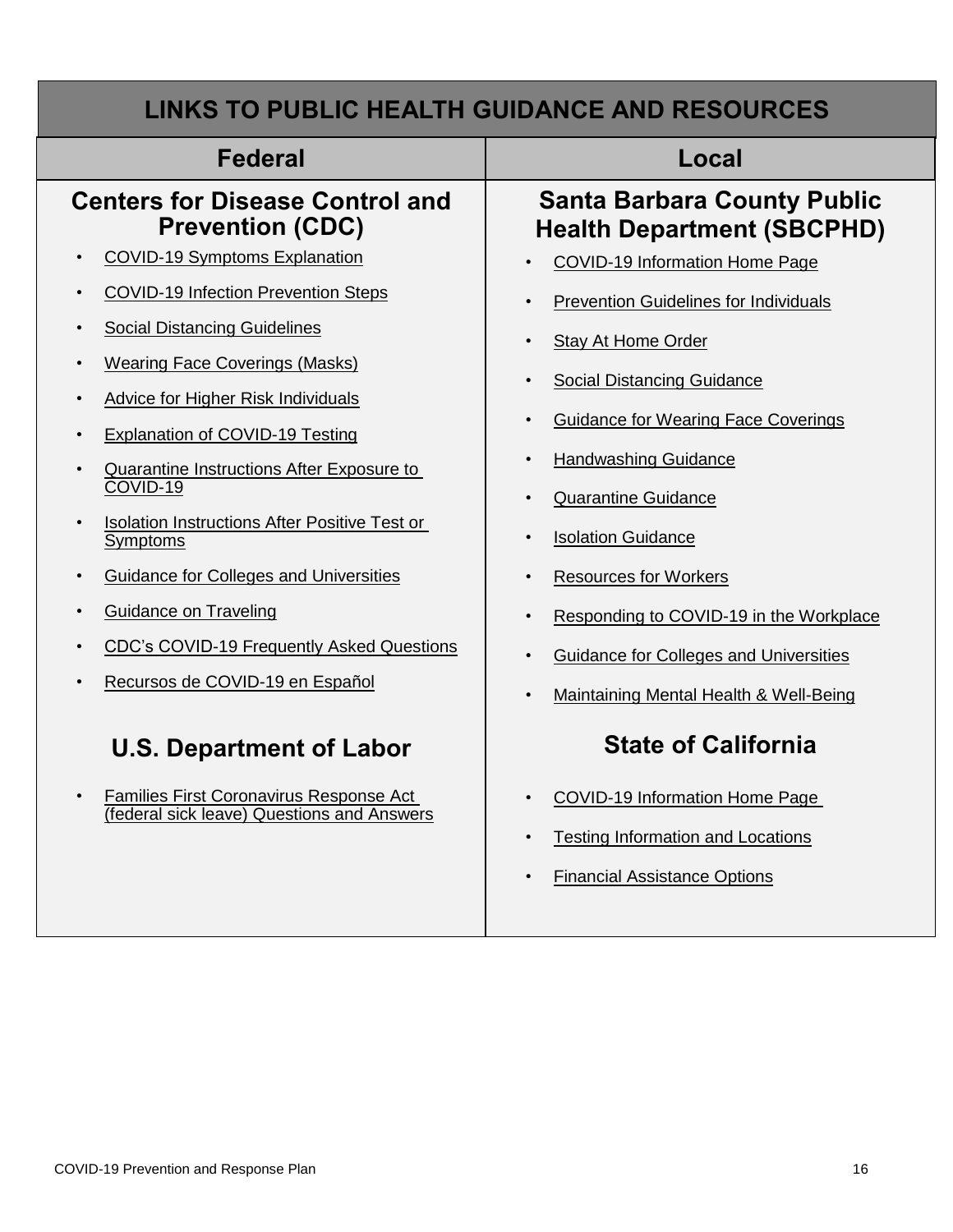# LINKS TO PUBLIC HEALTH GUIDANCE AND RESOURCES

## Federal

### Centers for Disease Control and Prevention (CDC)

- COVID-19 Symptoms Explanation
- COVID-19 Infection Prevention Steps
- Social Distancing Guidelines
- Wearing Face Coverings (Masks)
- Advice for Higher Risk Individuals
- Explanation of COVID-19 Testing
- Quarantine Instructions After Exposure to COVID-19
- Isolation Instructions After Positive Test or Symptoms
- Guidance for Colleges and Universities
- Guidance on Traveling
- CDC's COVID-19 Frequently Asked Questions
- Recursos de COVID-19 en Español

### U.S. Department of Labor

- Families First Coronavirus Response Act (federal sick leave) Questions and Answers

## Local

### Santa Barbara County Public Health Department (SBCPHD)

- COVID-19 Information Home Page
- Prevention Guidelines for Individuals
- Stay At Home Order
- Social Distancing Guidance
- Guidance for Wearing Face Coverings
- Handwashing Guidance
- Quarantine Guidance
- Isolation Guidance
- Resources for Workers
- Responding to COVID-19 in the Workplace
- Guidance for Colleges and Universities
- Maintaining Mental Health & Well-Being

### State of California

- COVID-19 Information Home Page
- Testing Information and Locations
- Financial Assistance Options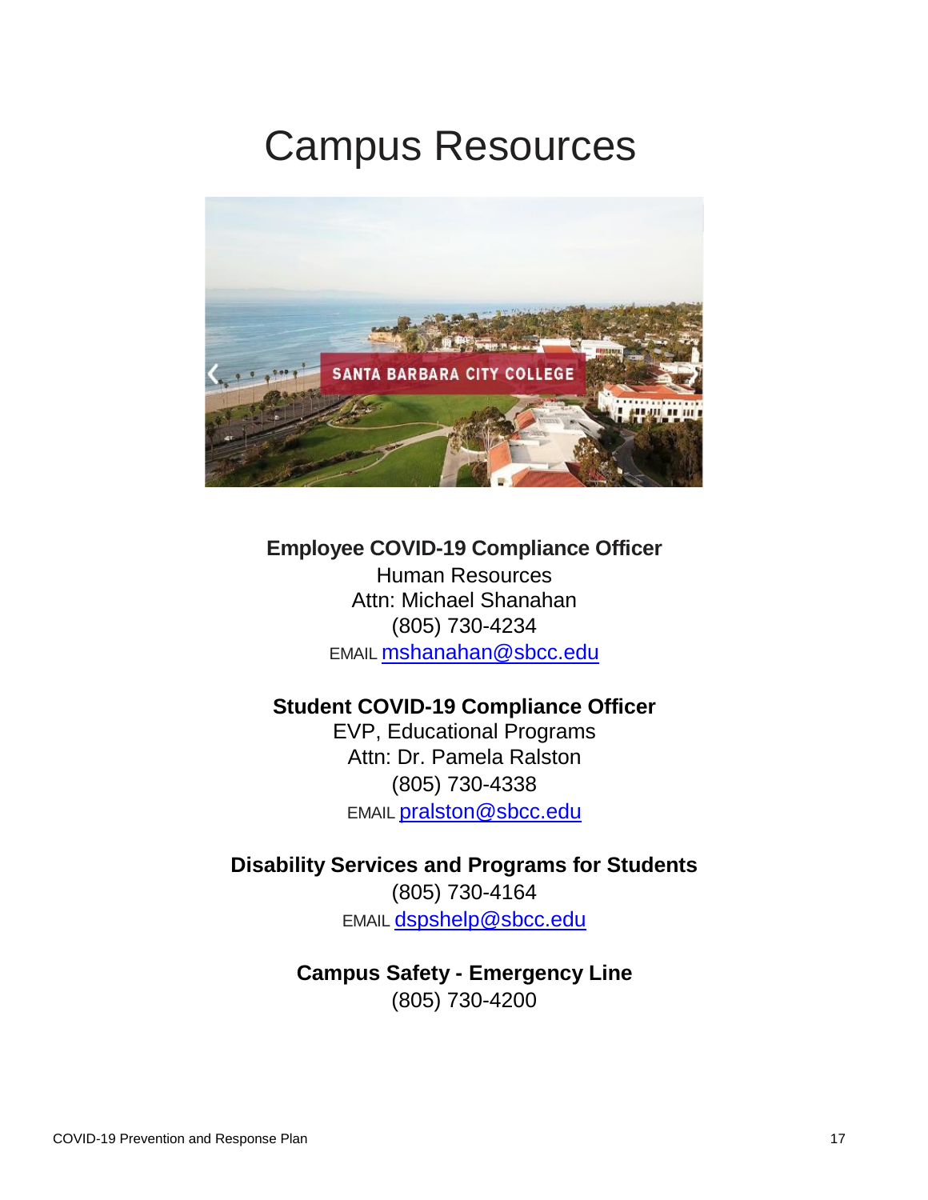# Campus Resources

**Employee COVID-19 Compliance Officer**
Human Resources
Attn: Michael Shanahan
(805) 730-4234
EMAIL mshanahan@sbcc.edu

**Student COVID-19 Compliance Officer**
EVP, Educational Programs
Attn: Dr. Pamela Ralston
(805) 730-4338
EMAIL pralston@sbcc.edu

**Disability Services and Programs for Students**
(805) 730-4164
EMAIL dspshelp@sbcc.edu

**Campus Safety - Emergency Line**
(805) 730-4200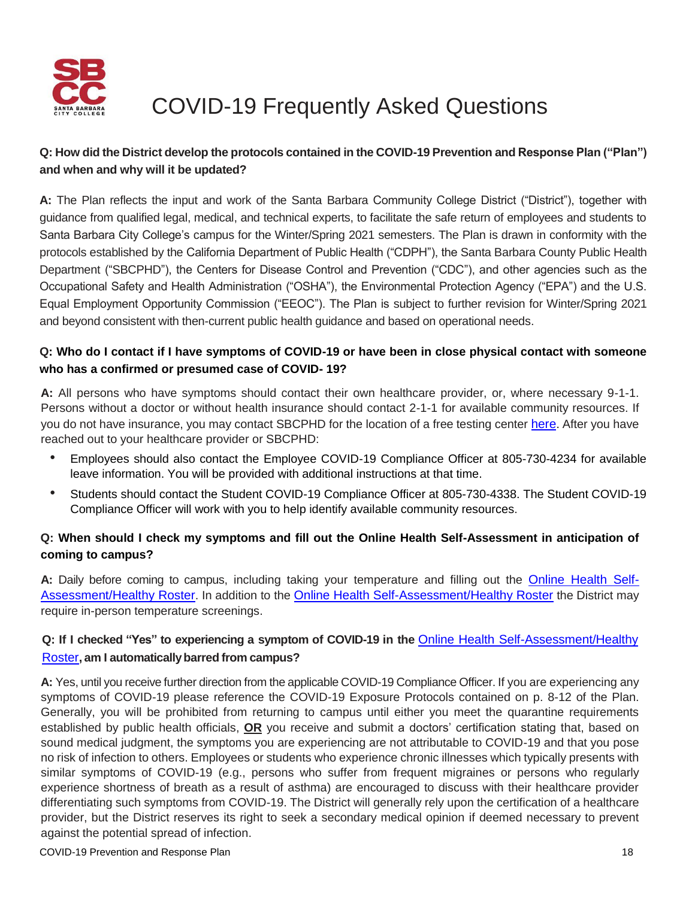# COVID-19 Frequently Asked Questions

**Q: How did the District develop the protocols contained in the COVID-19 Prevention and Response Plan ("Plan") and when and why will it be updated?**

**A:** The Plan reflects the input and work of the Santa Barbara Community College District ("District"), together with guidance from qualified legal, medical, and technical experts, to facilitate the safe return of employees and students to Santa Barbara City College's campus for the Winter/Spring 2021 semesters. The Plan is drawn in conformity with the protocols established by the California Department of Public Health ("CDPH"), the Santa Barbara County Public Health Department ("SBCPHD"), the Centers for Disease Control and Prevention ("CDC"), and other agencies such as the Occupational Safety and Health Administration ("OSHA"), the Environmental Protection Agency ("EPA") and the U.S. Equal Employment Opportunity Commission ("EEOC"). The Plan is subject to further revision for Winter/Spring 2021 and beyond consistent with then-current public health guidance and based on operational needs.

**Q: Who do I contact if I have symptoms of COVID-19 or have been in close physical contact with someone who has a confirmed or presumed case of COVID- 19?**

**A:** All persons who have symptoms should contact their own healthcare provider, or, where necessary 9-1-1. Persons without a doctor or without health insurance should contact 2-1-1 for available community resources. If you do not have insurance, you may contact SBCPHD for the location of a free testing center here. After you have reached out to your healthcare provider or SBCPHD:

- Employees should also contact the Employee COVID-19 Compliance Officer at 805-730-4234 for available leave information. You will be provided with additional instructions at that time.
- Students should contact the Student COVID-19 Compliance Officer at 805-730-4338. The Student COVID-19 Compliance Officer will work with you to help identify available community resources.

**Q: When should I check my symptoms and fill out the Online Health Self-Assessment in anticipation of coming to campus?**

**A:** Daily before coming to campus, including taking your temperature and filling out the Online Health Self-Assessment/Healthy Roster. In addition to the Online Health Self-Assessment/Healthy Roster the District may require in-person temperature screenings.

**Q: If I checked "Yes" to experiencing a symptom of COVID-19 in the Online Health Self-Assessment/Healthy Roster, am I automatically barred from campus?**

**A:** Yes, until you receive further direction from the applicable COVID-19 Compliance Officer. If you are experiencing any symptoms of COVID-19 please reference the COVID-19 Exposure Protocols contained on p. 8-12 of the Plan. Generally, you will be prohibited from returning to campus until either you meet the quarantine requirements established by public health officials, **OR** you receive and submit a doctors' certification stating that, based on sound medical judgment, the symptoms you are experiencing are not attributable to COVID-19 and that you pose no risk of infection to others. Employees or students who experience chronic illnesses which typically presents with similar symptoms of COVID-19 (e.g., persons who suffer from frequent migraines or persons who regularly experience shortness of breath as a result of asthma) are encouraged to discuss with their healthcare provider differentiating such symptoms from COVID-19. The District will generally rely upon the certification of a healthcare provider, but the District reserves its right to seek a secondary medical opinion if deemed necessary to prevent against the potential spread of infection.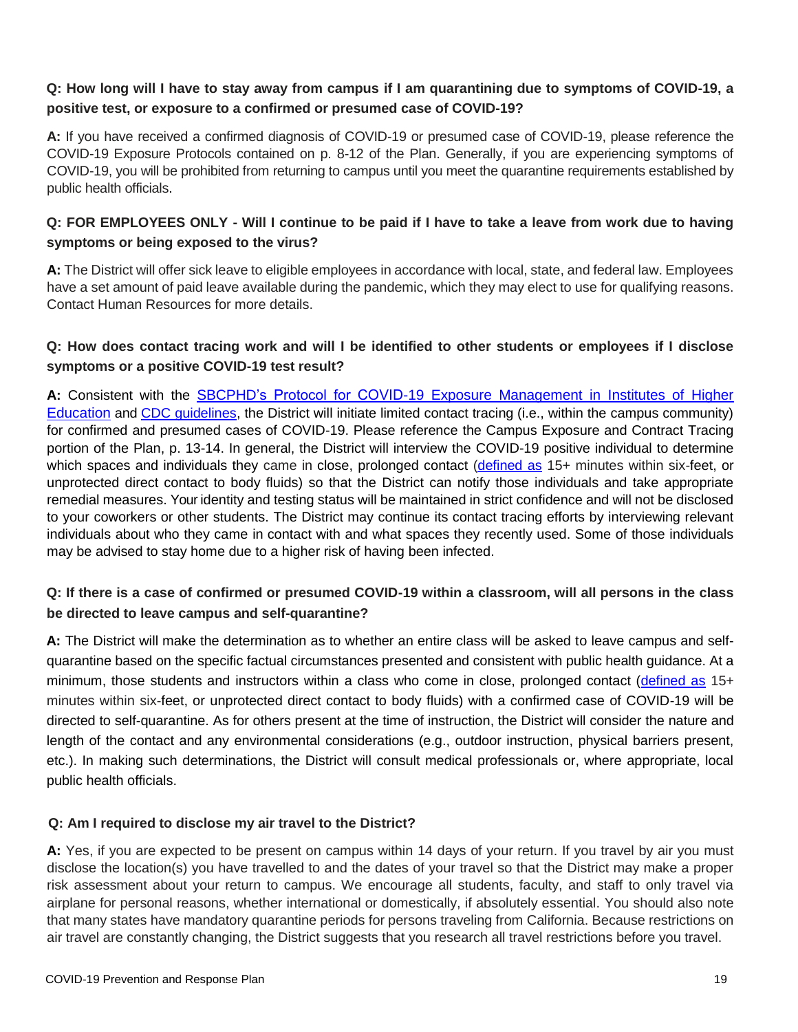**Q: How long will I have to stay away from campus if I am quarantining due to symptoms of COVID-19, a positive test, or exposure to a confirmed or presumed case of COVID-19?**

**A:** If you have received a confirmed diagnosis of COVID-19 or presumed case of COVID-19, please reference the COVID-19 Exposure Protocols contained on p. 8-12 of the Plan. Generally, if you are experiencing symptoms of COVID-19, you will be prohibited from returning to campus until you meet the quarantine requirements established by public health officials.

**Q: FOR EMPLOYEES ONLY - Will I continue to be paid if I have to take a leave from work due to having symptoms or being exposed to the virus?**

**A:** The District will offer sick leave to eligible employees in accordance with local, state, and federal law. Employees have a set amount of paid leave available during the pandemic, which they may elect to use for qualifying reasons. Contact Human Resources for more details.

**Q: How does contact tracing work and will I be identified to other students or employees if I disclose symptoms or a positive COVID-19 test result?**

**A:** Consistent with the SBCPHD's Protocol for COVID-19 Exposure Management in Institutes of Higher Education and CDC guidelines, the District will initiate limited contact tracing (i.e., within the campus community) for confirmed and presumed cases of COVID-19. Please reference the Campus Exposure and Contract Tracing portion of the Plan, p. 13-14. In general, the District will interview the COVID-19 positive individual to determine which spaces and individuals they came in close, prolonged contact (defined as 15+ minutes within six-feet, or unprotected direct contact to body fluids) so that the District can notify those individuals and take appropriate remedial measures. Your identity and testing status will be maintained in strict confidence and will not be disclosed to your coworkers or other students. The District may continue its contact tracing efforts by interviewing relevant individuals about who they came in contact with and what spaces they recently used. Some of those individuals may be advised to stay home due to a higher risk of having been infected.

**Q: If there is a case of confirmed or presumed COVID-19 within a classroom, will all persons in the class be directed to leave campus and self-quarantine?**

**A:** The District will make the determination as to whether an entire class will be asked to leave campus and self-quarantine based on the specific factual circumstances presented and consistent with public health guidance. At a minimum, those students and instructors within a class who come in close, prolonged contact (defined as 15+ minutes within six-feet, or unprotected direct contact to body fluids) with a confirmed case of COVID-19 will be directed to self-quarantine. As for others present at the time of instruction, the District will consider the nature and length of the contact and any environmental considerations (e.g., outdoor instruction, physical barriers present, etc.). In making such determinations, the District will consult medical professionals or, where appropriate, local public health officials.

**Q: Am I required to disclose my air travel to the District?**

**A:** Yes, if you are expected to be present on campus within 14 days of your return. If you travel by air you must disclose the location(s) you have travelled to and the dates of your travel so that the District may make a proper risk assessment about your return to campus. We encourage all students, faculty, and staff to only travel via airplane for personal reasons, whether international or domestically, if absolutely essential. You should also note that many states have mandatory quarantine periods for persons traveling from California. Because restrictions on air travel are constantly changing, the District suggests that you research all travel restrictions before you travel.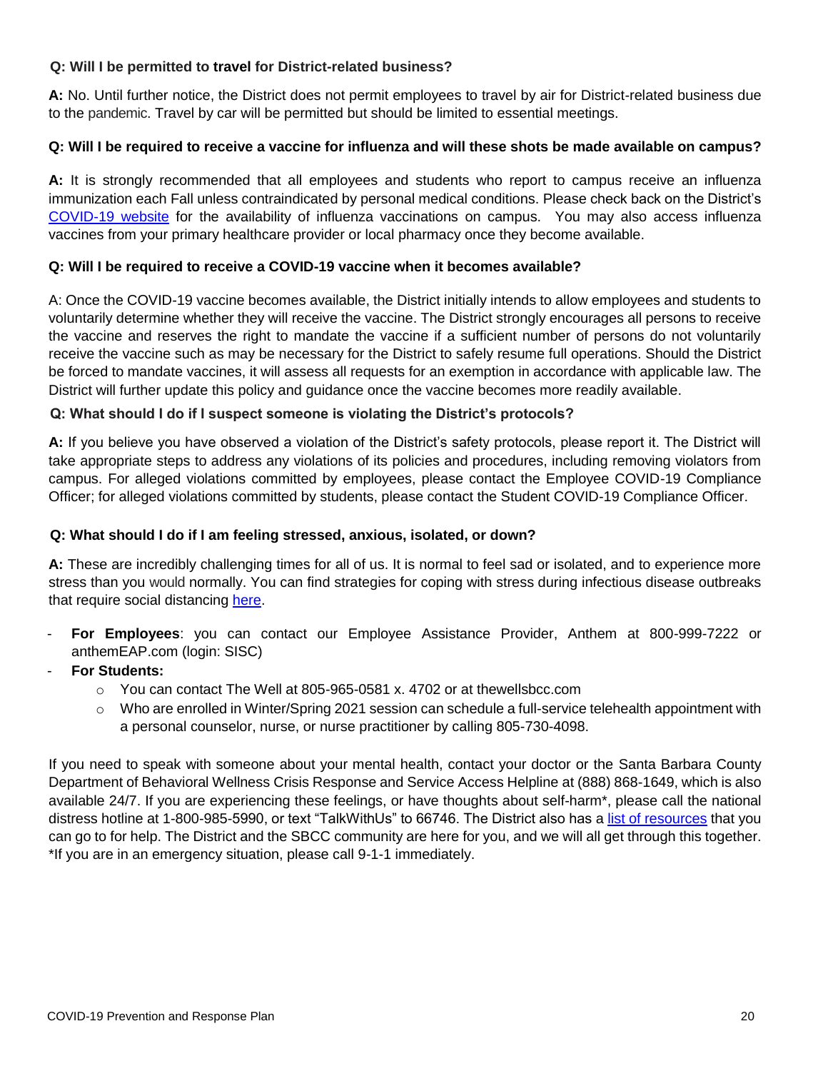**Q: Will I be permitted to travel for District-related business?**

**A:** No. Until further notice, the District does not permit employees to travel by air for District-related business due to the pandemic. Travel by car will be permitted but should be limited to essential meetings.

**Q: Will I be required to receive a vaccine for influenza and will these shots be made available on campus?**

**A:** It is strongly recommended that all employees and students who report to campus receive an influenza immunization each Fall unless contraindicated by personal medical conditions. Please check back on the District's [COVID-19 website] for the availability of influenza vaccinations on campus. You may also access influenza vaccines from your primary healthcare provider or local pharmacy once they become available.

**Q: Will I be required to receive a COVID-19 vaccine when it becomes available?**

A: Once the COVID-19 vaccine becomes available, the District initially intends to allow employees and students to voluntarily determine whether they will receive the vaccine. The District strongly encourages all persons to receive the vaccine and reserves the right to mandate the vaccine if a sufficient number of persons do not voluntarily receive the vaccine such as may be necessary for the District to safely resume full operations. Should the District be forced to mandate vaccines, it will assess all requests for an exemption in accordance with applicable law. The District will further update this policy and guidance once the vaccine becomes more readily available.

**Q: What should I do if I suspect someone is violating the District's protocols?**

**A:** If you believe you have observed a violation of the District's safety protocols, please report it. The District will take appropriate steps to address any violations of its policies and procedures, including removing violators from campus. For alleged violations committed by employees, please contact the Employee COVID-19 Compliance Officer; for alleged violations committed by students, please contact the Student COVID-19 Compliance Officer.

**Q: What should I do if I am feeling stressed, anxious, isolated, or down?**

**A:** These are incredibly challenging times for all of us. It is normal to feel sad or isolated, and to experience more stress than you would normally. You can find strategies for coping with stress during infectious disease outbreaks that require social distancing [here].

- **For Employees**: you can contact our Employee Assistance Provider, Anthem at 800-999-7222 or anthemEAP.com (login: SISC)
- **For Students:**
  - You can contact The Well at 805-965-0581 x. 4702 or at thewellsbcc.com
  - Who are enrolled in Winter/Spring 2021 session can schedule a full-service telehealth appointment with a personal counselor, nurse, or nurse practitioner by calling 805-730-4098.

If you need to speak with someone about your mental health, contact your doctor or the Santa Barbara County Department of Behavioral Wellness Crisis Response and Service Access Helpline at (888) 868-1649, which is also available 24/7. If you are experiencing these feelings, or have thoughts about self-harm*, please call the national distress hotline at 1-800-985-5990, or text "TalkWithUs" to 66746. The District also has a [list of resources] that you can go to for help. The District and the SBCC community are here for you, and we will all get through this together.
*If you are in an emergency situation, please call 9-1-1 immediately.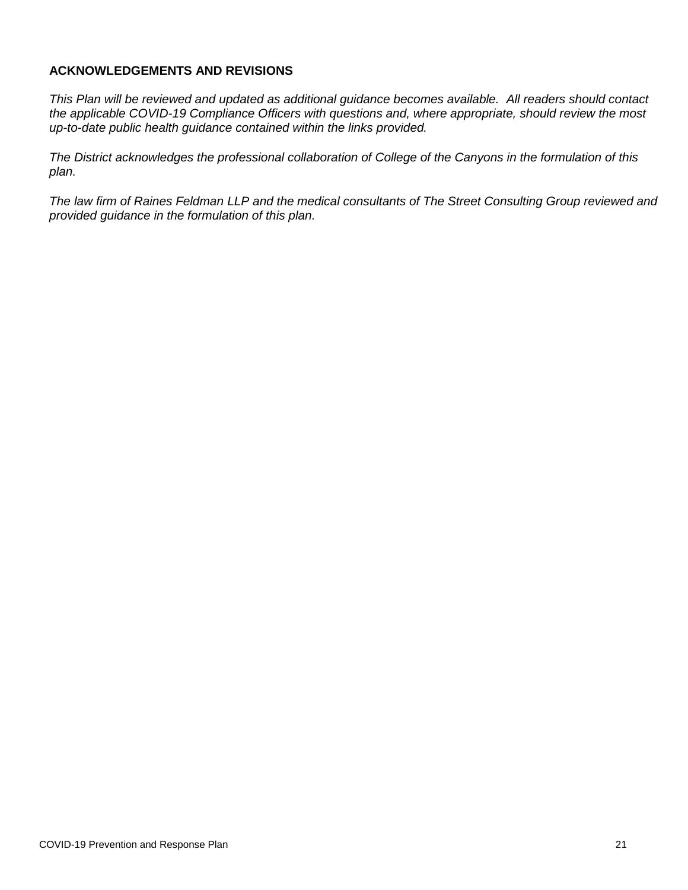## ACKNOWLEDGEMENTS AND REVISIONS

*This Plan will be reviewed and updated as additional guidance becomes available. All readers should contact the applicable COVID-19 Compliance Officers with questions and, where appropriate, should review the most up-to-date public health guidance contained within the links provided.*

*The District acknowledges the professional collaboration of College of the Canyons in the formulation of this plan.*

*The law firm of Raines Feldman LLP and the medical consultants of The Street Consulting Group reviewed and provided guidance in the formulation of this plan.*